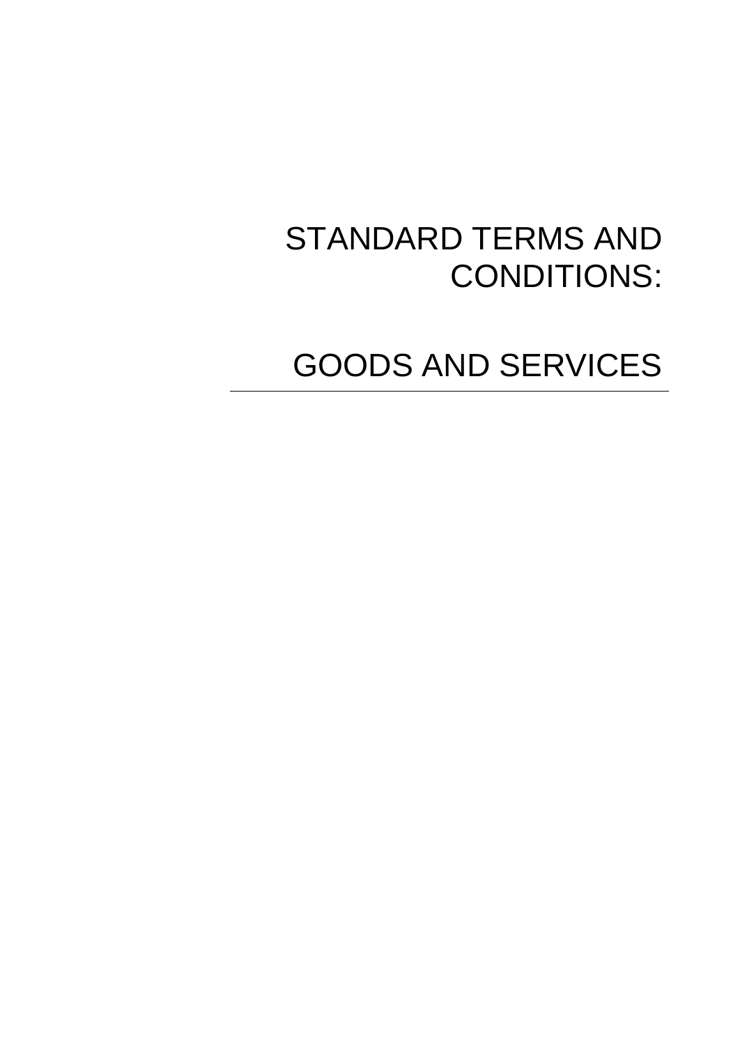# STANDARD TERMS AND CONDITIONS:

# GOODS AND SERVICES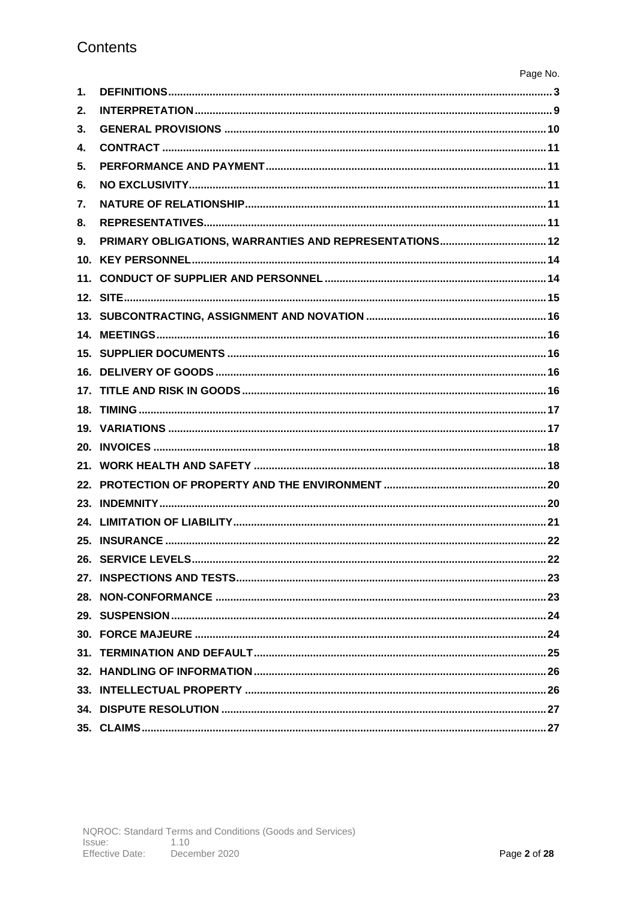# Contents

| | | Page No. |
|---|---|---|
| 1. | DEFINITIONS | 3 |
| 2. | INTERPRETATION | 9 |
| 3. | GENERAL PROVISIONS | 10 |
| 4. | CONTRACT | 11 |
| 5. | PERFORMANCE AND PAYMENT | 11 |
| 6. | NO EXCLUSIVITY | 11 |
| 7. | NATURE OF RELATIONSHIP | 11 |
| 8. | REPRESENTATIVES | 11 |
| 9. | PRIMARY OBLIGATIONS, WARRANTIES AND REPRESENTATIONS | 12 |
| 10. | KEY PERSONNEL | 14 |
| 11. | CONDUCT OF SUPPLIER AND PERSONNEL | 14 |
| 12. | SITE | 15 |
| 13. | SUBCONTRACTING, ASSIGNMENT AND NOVATION | 16 |
| 14. | MEETINGS | 16 |
| 15. | SUPPLIER DOCUMENTS | 16 |
| 16. | DELIVERY OF GOODS | 16 |
| 17. | TITLE AND RISK IN GOODS | 16 |
| 18. | TIMING | 17 |
| 19. | VARIATIONS | 17 |
| 20. | INVOICES | 18 |
| 21. | WORK HEALTH AND SAFETY | 18 |
| 22. | PROTECTION OF PROPERTY AND THE ENVIRONMENT | 20 |
| 23. | INDEMNITY | 20 |
| 24. | LIMITATION OF LIABILITY | 21 |
| 25. | INSURANCE | 22 |
| 26. | SERVICE LEVELS | 22 |
| 27. | INSPECTIONS AND TESTS | 23 |
| 28. | NON-CONFORMANCE | 23 |
| 29. | SUSPENSION | 24 |
| 30. | FORCE MAJEURE | 24 |
| 31. | TERMINATION AND DEFAULT | 25 |
| 32. | HANDLING OF INFORMATION | 26 |
| 33. | INTELLECTUAL PROPERTY | 26 |
| 34. | DISPUTE RESOLUTION | 27 |
| 35. | CLAIMS | 27 |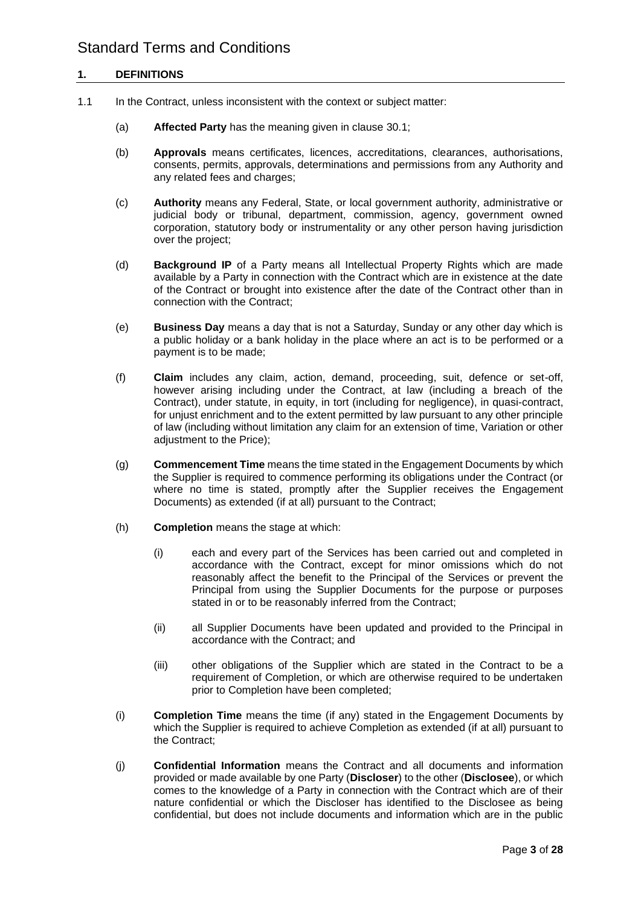# Standard Terms and Conditions

## 1. DEFINITIONS

1.1 In the Contract, unless inconsistent with the context or subject matter:

(a) **Affected Party** has the meaning given in clause 30.1;

(b) **Approvals** means certificates, licences, accreditations, clearances, authorisations, consents, permits, approvals, determinations and permissions from any Authority and any related fees and charges;

(c) **Authority** means any Federal, State, or local government authority, administrative or judicial body or tribunal, department, commission, agency, government owned corporation, statutory body or instrumentality or any other person having jurisdiction over the project;

(d) **Background IP** of a Party means all Intellectual Property Rights which are made available by a Party in connection with the Contract which are in existence at the date of the Contract or brought into existence after the date of the Contract other than in connection with the Contract;

(e) **Business Day** means a day that is not a Saturday, Sunday or any other day which is a public holiday or a bank holiday in the place where an act is to be performed or a payment is to be made;

(f) **Claim** includes any claim, action, demand, proceeding, suit, defence or set-off, however arising including under the Contract, at law (including a breach of the Contract), under statute, in equity, in tort (including for negligence), in quasi-contract, for unjust enrichment and to the extent permitted by law pursuant to any other principle of law (including without limitation any claim for an extension of time, Variation or other adjustment to the Price);

(g) **Commencement Time** means the time stated in the Engagement Documents by which the Supplier is required to commence performing its obligations under the Contract (or where no time is stated, promptly after the Supplier receives the Engagement Documents) as extended (if at all) pursuant to the Contract;

(h) **Completion** means the stage at which:

(i) each and every part of the Services has been carried out and completed in accordance with the Contract, except for minor omissions which do not reasonably affect the benefit to the Principal of the Services or prevent the Principal from using the Supplier Documents for the purpose or purposes stated in or to be reasonably inferred from the Contract;

(ii) all Supplier Documents have been updated and provided to the Principal in accordance with the Contract; and

(iii) other obligations of the Supplier which are stated in the Contract to be a requirement of Completion, or which are otherwise required to be undertaken prior to Completion have been completed;

(i) **Completion Time** means the time (if any) stated in the Engagement Documents by which the Supplier is required to achieve Completion as extended (if at all) pursuant to the Contract;

(j) **Confidential Information** means the Contract and all documents and information provided or made available by one Party (**Discloser**) to the other (**Disclosee**), or which comes to the knowledge of a Party in connection with the Contract which are of their nature confidential or which the Discloser has identified to the Disclosee as being confidential, but does not include documents and information which are in the public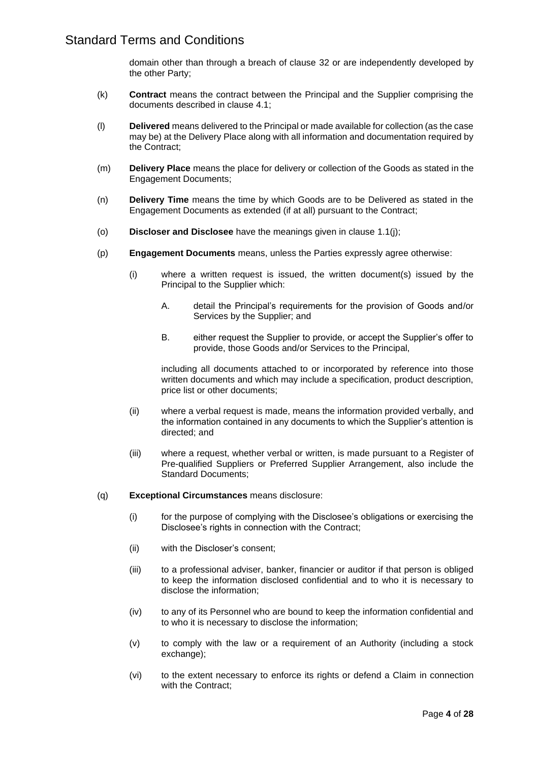domain other than through a breach of clause 32 or are independently developed by the other Party;

(k) **Contract** means the contract between the Principal and the Supplier comprising the documents described in clause 4.1;

(l) **Delivered** means delivered to the Principal or made available for collection (as the case may be) at the Delivery Place along with all information and documentation required by the Contract;

(m) **Delivery Place** means the place for delivery or collection of the Goods as stated in the Engagement Documents;

(n) **Delivery Time** means the time by which Goods are to be Delivered as stated in the Engagement Documents as extended (if at all) pursuant to the Contract;

(o) **Discloser and Disclosee** have the meanings given in clause 1.1(j);

(p) **Engagement Documents** means, unless the Parties expressly agree otherwise:

   (i) where a written request is issued, the written document(s) issued by the Principal to the Supplier which:

      A. detail the Principal's requirements for the provision of Goods and/or Services by the Supplier; and

      B. either request the Supplier to provide, or accept the Supplier's offer to provide, those Goods and/or Services to the Principal,

   including all documents attached to or incorporated by reference into those written documents and which may include a specification, product description, price list or other documents;

   (ii) where a verbal request is made, means the information provided verbally, and the information contained in any documents to which the Supplier's attention is directed; and

   (iii) where a request, whether verbal or written, is made pursuant to a Register of Pre-qualified Suppliers or Preferred Supplier Arrangement, also include the Standard Documents;

(q) **Exceptional Circumstances** means disclosure:

   (i) for the purpose of complying with the Disclosee's obligations or exercising the Disclosee's rights in connection with the Contract;

   (ii) with the Discloser's consent;

   (iii) to a professional adviser, banker, financier or auditor if that person is obliged to keep the information disclosed confidential and to who it is necessary to disclose the information;

   (iv) to any of its Personnel who are bound to keep the information confidential and to who it is necessary to disclose the information;

   (v) to comply with the law or a requirement of an Authority (including a stock exchange);

   (vi) to the extent necessary to enforce its rights or defend a Claim in connection with the Contract;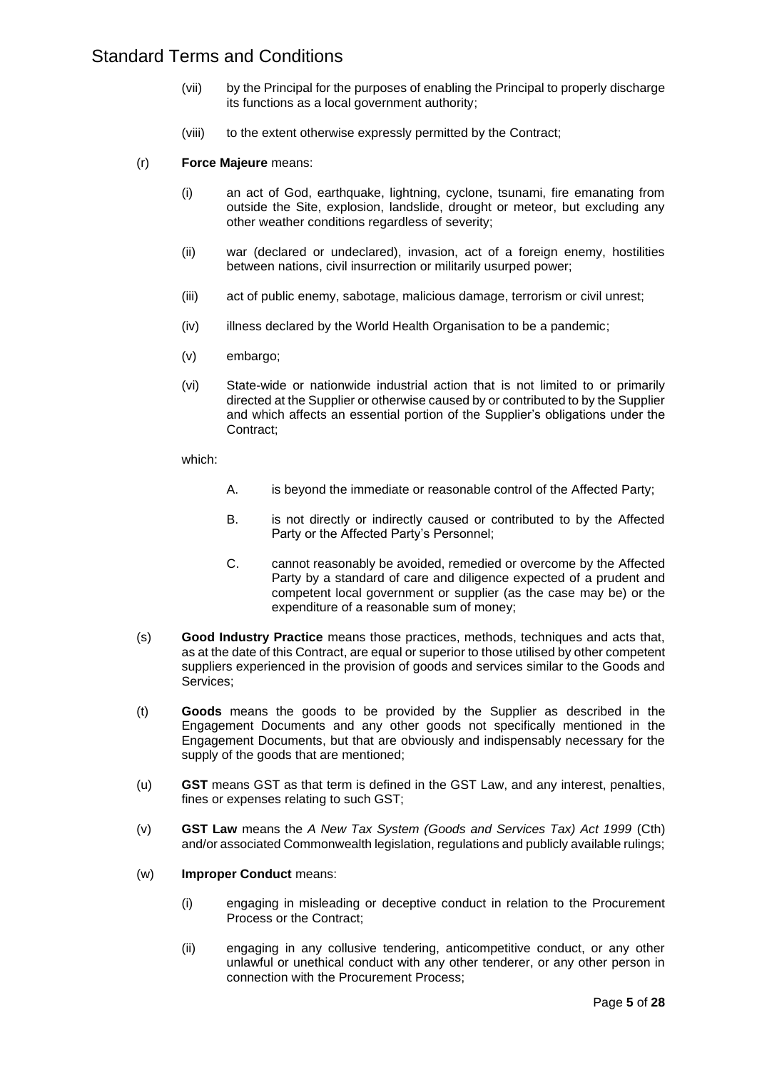(vii) by the Principal for the purposes of enabling the Principal to properly discharge its functions as a local government authority;

(viii) to the extent otherwise expressly permitted by the Contract;

(r) **Force Majeure** means:

(i) an act of God, earthquake, lightning, cyclone, tsunami, fire emanating from outside the Site, explosion, landslide, drought or meteor, but excluding any other weather conditions regardless of severity;

(ii) war (declared or undeclared), invasion, act of a foreign enemy, hostilities between nations, civil insurrection or militarily usurped power;

(iii) act of public enemy, sabotage, malicious damage, terrorism or civil unrest;

(iv) illness declared by the World Health Organisation to be a pandemic;

(v) embargo;

(vi) State-wide or nationwide industrial action that is not limited to or primarily directed at the Supplier or otherwise caused by or contributed to by the Supplier and which affects an essential portion of the Supplier's obligations under the Contract;

which:

A. is beyond the immediate or reasonable control of the Affected Party;

B. is not directly or indirectly caused or contributed to by the Affected Party or the Affected Party's Personnel;

C. cannot reasonably be avoided, remedied or overcome by the Affected Party by a standard of care and diligence expected of a prudent and competent local government or supplier (as the case may be) or the expenditure of a reasonable sum of money;

(s) **Good Industry Practice** means those practices, methods, techniques and acts that, as at the date of this Contract, are equal or superior to those utilised by other competent suppliers experienced in the provision of goods and services similar to the Goods and Services;

(t) **Goods** means the goods to be provided by the Supplier as described in the Engagement Documents and any other goods not specifically mentioned in the Engagement Documents, but that are obviously and indispensably necessary for the supply of the goods that are mentioned;

(u) **GST** means GST as that term is defined in the GST Law, and any interest, penalties, fines or expenses relating to such GST;

(v) **GST Law** means the *A New Tax System (Goods and Services Tax) Act 1999* (Cth) and/or associated Commonwealth legislation, regulations and publicly available rulings;

(w) **Improper Conduct** means:

(i) engaging in misleading or deceptive conduct in relation to the Procurement Process or the Contract;

(ii) engaging in any collusive tendering, anticompetitive conduct, or any other unlawful or unethical conduct with any other tenderer, or any other person in connection with the Procurement Process;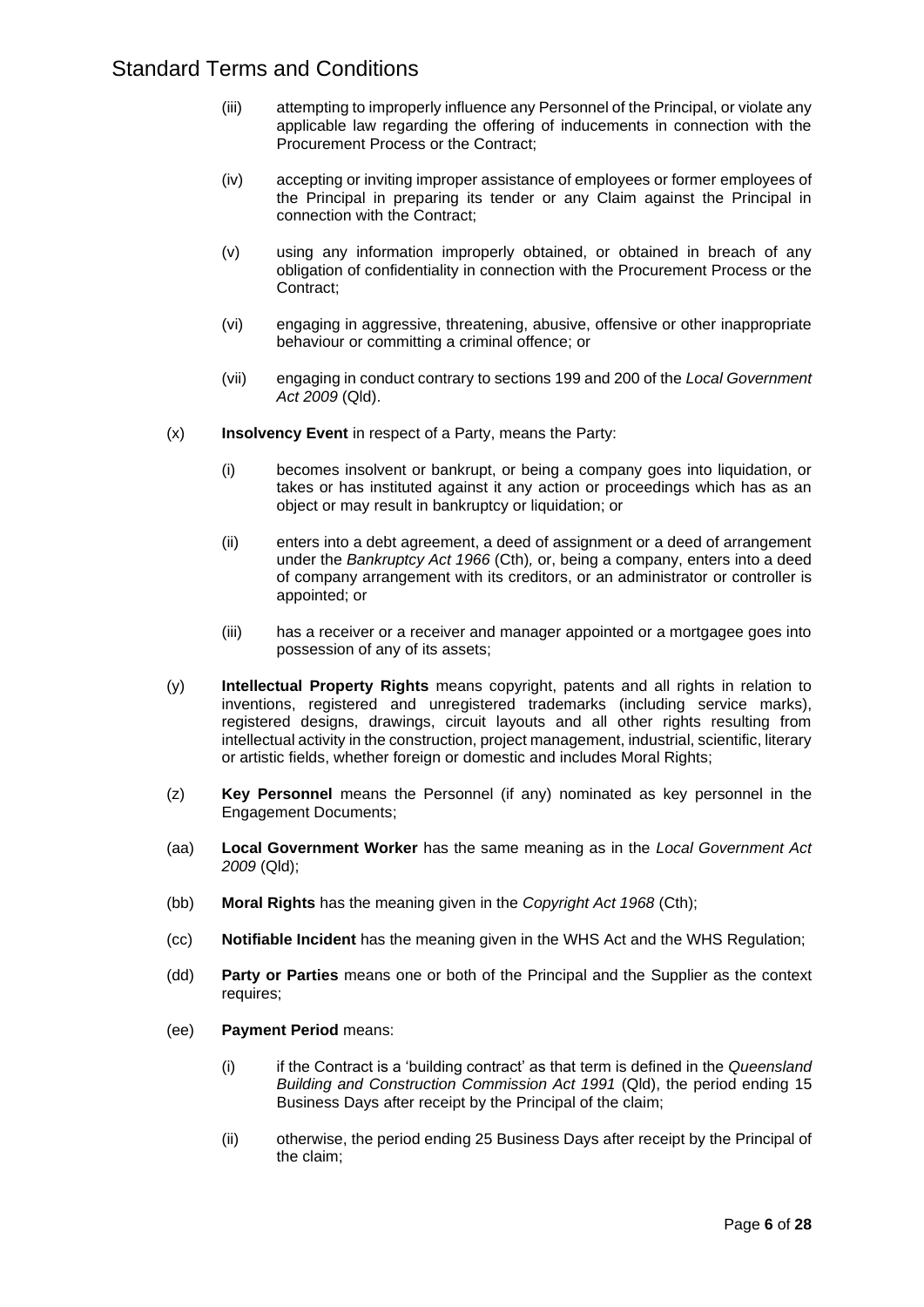(iii) attempting to improperly influence any Personnel of the Principal, or violate any applicable law regarding the offering of inducements in connection with the Procurement Process or the Contract;

(iv) accepting or inviting improper assistance of employees or former employees of the Principal in preparing its tender or any Claim against the Principal in connection with the Contract;

(v) using any information improperly obtained, or obtained in breach of any obligation of confidentiality in connection with the Procurement Process or the Contract;

(vi) engaging in aggressive, threatening, abusive, offensive or other inappropriate behaviour or committing a criminal offence; or

(vii) engaging in conduct contrary to sections 199 and 200 of the *Local Government Act 2009* (Qld).

(x) **Insolvency Event** in respect of a Party, means the Party:

(i) becomes insolvent or bankrupt, or being a company goes into liquidation, or takes or has instituted against it any action or proceedings which has as an object or may result in bankruptcy or liquidation; or

(ii) enters into a debt agreement, a deed of assignment or a deed of arrangement under the *Bankruptcy Act 1966* (Cth), or, being a company, enters into a deed of company arrangement with its creditors, or an administrator or controller is appointed; or

(iii) has a receiver or a receiver and manager appointed or a mortgagee goes into possession of any of its assets;

(y) **Intellectual Property Rights** means copyright, patents and all rights in relation to inventions, registered and unregistered trademarks (including service marks), registered designs, drawings, circuit layouts and all other rights resulting from intellectual activity in the construction, project management, industrial, scientific, literary or artistic fields, whether foreign or domestic and includes Moral Rights;

(z) **Key Personnel** means the Personnel (if any) nominated as key personnel in the Engagement Documents;

(aa) **Local Government Worker** has the same meaning as in the *Local Government Act 2009* (Qld);

(bb) **Moral Rights** has the meaning given in the *Copyright Act 1968* (Cth);

(cc) **Notifiable Incident** has the meaning given in the WHS Act and the WHS Regulation;

(dd) **Party or Parties** means one or both of the Principal and the Supplier as the context requires;

(ee) **Payment Period** means:

(i) if the Contract is a 'building contract' as that term is defined in the *Queensland Building and Construction Commission Act 1991* (Qld), the period ending 15 Business Days after receipt by the Principal of the claim;

(ii) otherwise, the period ending 25 Business Days after receipt by the Principal of the claim;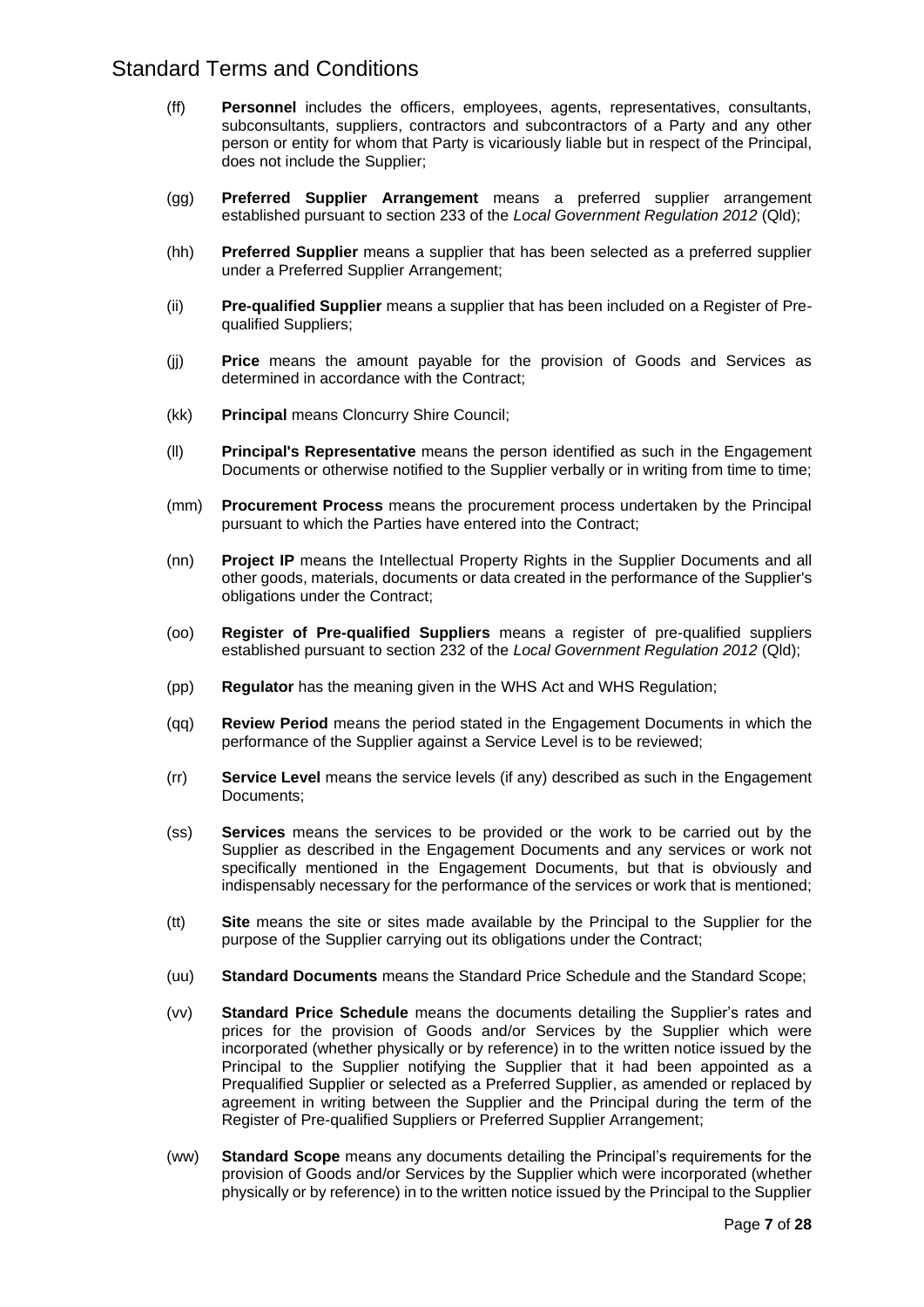(ff) **Personnel** includes the officers, employees, agents, representatives, consultants, subconsultants, suppliers, contractors and subcontractors of a Party and any other person or entity for whom that Party is vicariously liable but in respect of the Principal, does not include the Supplier;

(gg) **Preferred Supplier Arrangement** means a preferred supplier arrangement established pursuant to section 233 of the *Local Government Regulation 2012* (Qld);

(hh) **Preferred Supplier** means a supplier that has been selected as a preferred supplier under a Preferred Supplier Arrangement;

(ii) **Pre-qualified Supplier** means a supplier that has been included on a Register of Pre-qualified Suppliers;

(jj) **Price** means the amount payable for the provision of Goods and Services as determined in accordance with the Contract;

(kk) **Principal** means Cloncurry Shire Council;

(ll) **Principal's Representative** means the person identified as such in the Engagement Documents or otherwise notified to the Supplier verbally or in writing from time to time;

(mm) **Procurement Process** means the procurement process undertaken by the Principal pursuant to which the Parties have entered into the Contract;

(nn) **Project IP** means the Intellectual Property Rights in the Supplier Documents and all other goods, materials, documents or data created in the performance of the Supplier's obligations under the Contract;

(oo) **Register of Pre-qualified Suppliers** means a register of pre-qualified suppliers established pursuant to section 232 of the *Local Government Regulation 2012* (Qld);

(pp) **Regulator** has the meaning given in the WHS Act and WHS Regulation;

(qq) **Review Period** means the period stated in the Engagement Documents in which the performance of the Supplier against a Service Level is to be reviewed;

(rr) **Service Level** means the service levels (if any) described as such in the Engagement Documents;

(ss) **Services** means the services to be provided or the work to be carried out by the Supplier as described in the Engagement Documents and any services or work not specifically mentioned in the Engagement Documents, but that is obviously and indispensably necessary for the performance of the services or work that is mentioned;

(tt) **Site** means the site or sites made available by the Principal to the Supplier for the purpose of the Supplier carrying out its obligations under the Contract;

(uu) **Standard Documents** means the Standard Price Schedule and the Standard Scope;

(vv) **Standard Price Schedule** means the documents detailing the Supplier's rates and prices for the provision of Goods and/or Services by the Supplier which were incorporated (whether physically or by reference) in to the written notice issued by the Principal to the Supplier notifying the Supplier that it had been appointed as a Prequalified Supplier or selected as a Preferred Supplier, as amended or replaced by agreement in writing between the Supplier and the Principal during the term of the Register of Pre-qualified Suppliers or Preferred Supplier Arrangement;

(ww) **Standard Scope** means any documents detailing the Principal's requirements for the provision of Goods and/or Services by the Supplier which were incorporated (whether physically or by reference) in to the written notice issued by the Principal to the Supplier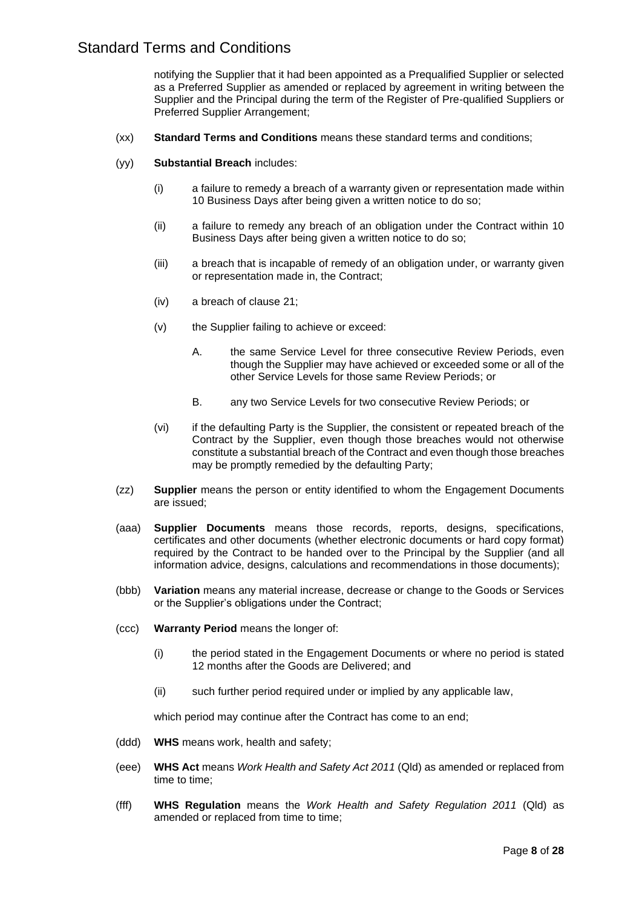notifying the Supplier that it had been appointed as a Prequalified Supplier or selected as a Preferred Supplier as amended or replaced by agreement in writing between the Supplier and the Principal during the term of the Register of Pre-qualified Suppliers or Preferred Supplier Arrangement;

(xx) **Standard Terms and Conditions** means these standard terms and conditions;

(yy) **Substantial Breach** includes:

(i) a failure to remedy a breach of a warranty given or representation made within 10 Business Days after being given a written notice to do so;

(ii) a failure to remedy any breach of an obligation under the Contract within 10 Business Days after being given a written notice to do so;

(iii) a breach that is incapable of remedy of an obligation under, or warranty given or representation made in, the Contract;

(iv) a breach of clause 21;

(v) the Supplier failing to achieve or exceed:

A. the same Service Level for three consecutive Review Periods, even though the Supplier may have achieved or exceeded some or all of the other Service Levels for those same Review Periods; or

B. any two Service Levels for two consecutive Review Periods; or

(vi) if the defaulting Party is the Supplier, the consistent or repeated breach of the Contract by the Supplier, even though those breaches would not otherwise constitute a substantial breach of the Contract and even though those breaches may be promptly remedied by the defaulting Party;

(zz) **Supplier** means the person or entity identified to whom the Engagement Documents are issued;

(aaa) **Supplier Documents** means those records, reports, designs, specifications, certificates and other documents (whether electronic documents or hard copy format) required by the Contract to be handed over to the Principal by the Supplier (and all information advice, designs, calculations and recommendations in those documents);

(bbb) **Variation** means any material increase, decrease or change to the Goods or Services or the Supplier's obligations under the Contract;

(ccc) **Warranty Period** means the longer of:

(i) the period stated in the Engagement Documents or where no period is stated 12 months after the Goods are Delivered; and

(ii) such further period required under or implied by any applicable law,

which period may continue after the Contract has come to an end;

(ddd) **WHS** means work, health and safety;

(eee) **WHS Act** means *Work Health and Safety Act 2011* (Qld) as amended or replaced from time to time;

(fff) **WHS Regulation** means the *Work Health and Safety Regulation 2011* (Qld) as amended or replaced from time to time;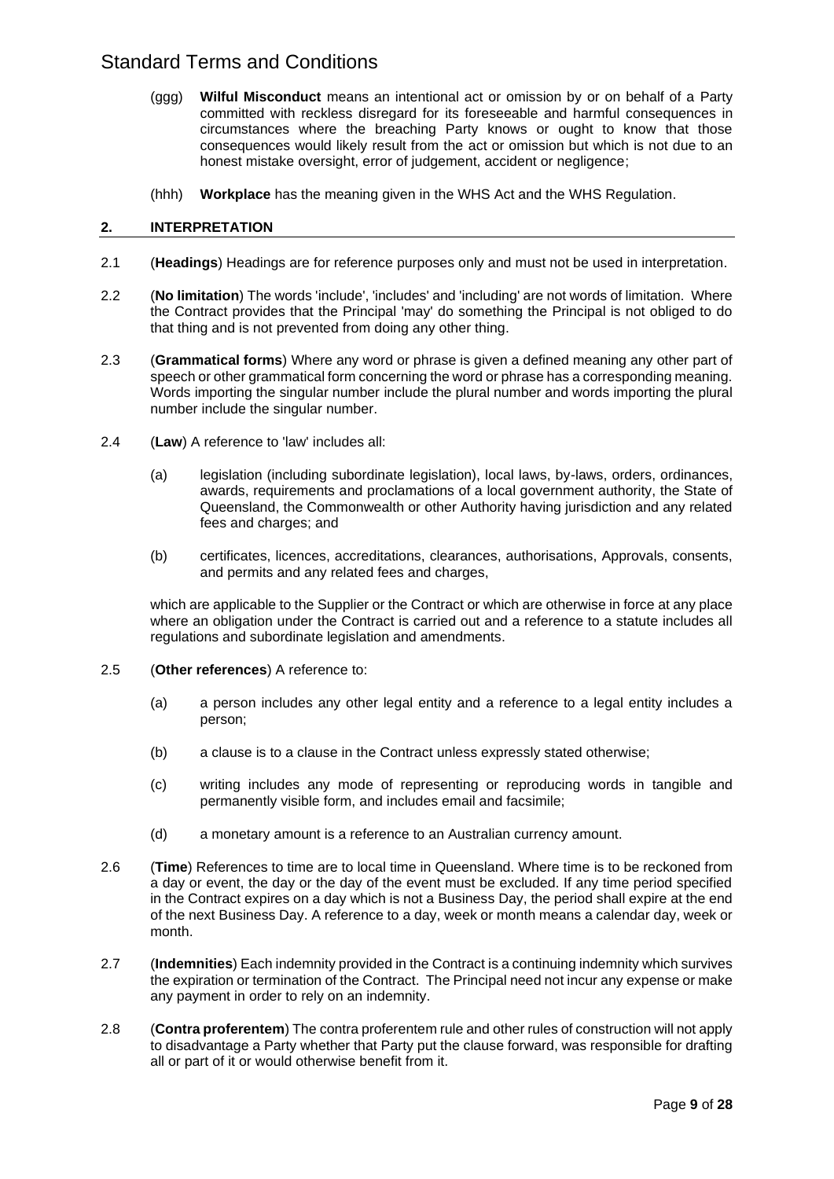(ggg) **Wilful Misconduct** means an intentional act or omission by or on behalf of a Party committed with reckless disregard for its foreseeable and harmful consequences in circumstances where the breaching Party knows or ought to know that those consequences would likely result from the act or omission but which is not due to an honest mistake oversight, error of judgement, accident or negligence;

(hhh) **Workplace** has the meaning given in the WHS Act and the WHS Regulation.

## 2. INTERPRETATION

2.1 (**Headings**) Headings are for reference purposes only and must not be used in interpretation.

2.2 (**No limitation**) The words 'include', 'includes' and 'including' are not words of limitation. Where the Contract provides that the Principal 'may' do something the Principal is not obliged to do that thing and is not prevented from doing any other thing.

2.3 (**Grammatical forms**) Where any word or phrase is given a defined meaning any other part of speech or other grammatical form concerning the word or phrase has a corresponding meaning. Words importing the singular number include the plural number and words importing the plural number include the singular number.

2.4 (**Law**) A reference to 'law' includes all:

(a) legislation (including subordinate legislation), local laws, by-laws, orders, ordinances, awards, requirements and proclamations of a local government authority, the State of Queensland, the Commonwealth or other Authority having jurisdiction and any related fees and charges; and

(b) certificates, licences, accreditations, clearances, authorisations, Approvals, consents, and permits and any related fees and charges,

which are applicable to the Supplier or the Contract or which are otherwise in force at any place where an obligation under the Contract is carried out and a reference to a statute includes all regulations and subordinate legislation and amendments.

2.5 (**Other references**) A reference to:

(a) a person includes any other legal entity and a reference to a legal entity includes a person;

(b) a clause is to a clause in the Contract unless expressly stated otherwise;

(c) writing includes any mode of representing or reproducing words in tangible and permanently visible form, and includes email and facsimile;

(d) a monetary amount is a reference to an Australian currency amount.

2.6 (**Time**) References to time are to local time in Queensland. Where time is to be reckoned from a day or event, the day or the day of the event must be excluded. If any time period specified in the Contract expires on a day which is not a Business Day, the period shall expire at the end of the next Business Day. A reference to a day, week or month means a calendar day, week or month.

2.7 (**Indemnities**) Each indemnity provided in the Contract is a continuing indemnity which survives the expiration or termination of the Contract. The Principal need not incur any expense or make any payment in order to rely on an indemnity.

2.8 (**Contra proferentem**) The contra proferentem rule and other rules of construction will not apply to disadvantage a Party whether that Party put the clause forward, was responsible for drafting all or part of it or would otherwise benefit from it.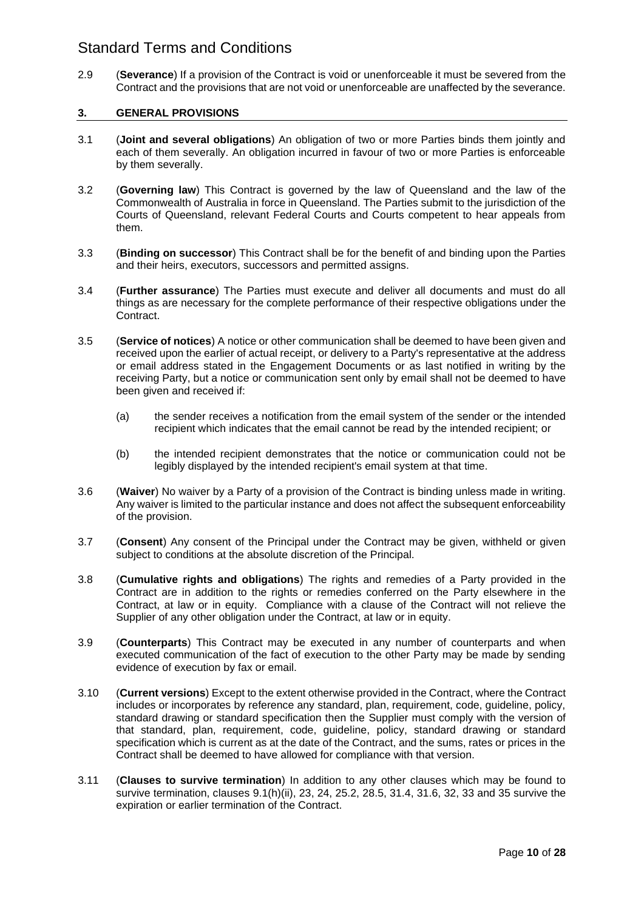2.9 (**Severance**) If a provision of the Contract is void or unenforceable it must be severed from the Contract and the provisions that are not void or unenforceable are unaffected by the severance.

## 3. GENERAL PROVISIONS

3.1 (**Joint and several obligations**) An obligation of two or more Parties binds them jointly and each of them severally. An obligation incurred in favour of two or more Parties is enforceable by them severally.

3.2 (**Governing law**) This Contract is governed by the law of Queensland and the law of the Commonwealth of Australia in force in Queensland. The Parties submit to the jurisdiction of the Courts of Queensland, relevant Federal Courts and Courts competent to hear appeals from them.

3.3 (**Binding on successor**) This Contract shall be for the benefit of and binding upon the Parties and their heirs, executors, successors and permitted assigns.

3.4 (**Further assurance**) The Parties must execute and deliver all documents and must do all things as are necessary for the complete performance of their respective obligations under the Contract.

3.5 (**Service of notices**) A notice or other communication shall be deemed to have been given and received upon the earlier of actual receipt, or delivery to a Party's representative at the address or email address stated in the Engagement Documents or as last notified in writing by the receiving Party, but a notice or communication sent only by email shall not be deemed to have been given and received if:

(a) the sender receives a notification from the email system of the sender or the intended recipient which indicates that the email cannot be read by the intended recipient; or

(b) the intended recipient demonstrates that the notice or communication could not be legibly displayed by the intended recipient's email system at that time.

3.6 (**Waiver**) No waiver by a Party of a provision of the Contract is binding unless made in writing. Any waiver is limited to the particular instance and does not affect the subsequent enforceability of the provision.

3.7 (**Consent**) Any consent of the Principal under the Contract may be given, withheld or given subject to conditions at the absolute discretion of the Principal.

3.8 (**Cumulative rights and obligations**) The rights and remedies of a Party provided in the Contract are in addition to the rights or remedies conferred on the Party elsewhere in the Contract, at law or in equity. Compliance with a clause of the Contract will not relieve the Supplier of any other obligation under the Contract, at law or in equity.

3.9 (**Counterparts**) This Contract may be executed in any number of counterparts and when executed communication of the fact of execution to the other Party may be made by sending evidence of execution by fax or email.

3.10 (**Current versions**) Except to the extent otherwise provided in the Contract, where the Contract includes or incorporates by reference any standard, plan, requirement, code, guideline, policy, standard drawing or standard specification then the Supplier must comply with the version of that standard, plan, requirement, code, guideline, policy, standard drawing or standard specification which is current as at the date of the Contract, and the sums, rates or prices in the Contract shall be deemed to have allowed for compliance with that version.

3.11 (**Clauses to survive termination**) In addition to any other clauses which may be found to survive termination, clauses 9.1(h)(ii), 23, 24, 25.2, 28.5, 31.4, 31.6, 32, 33 and 35 survive the expiration or earlier termination of the Contract.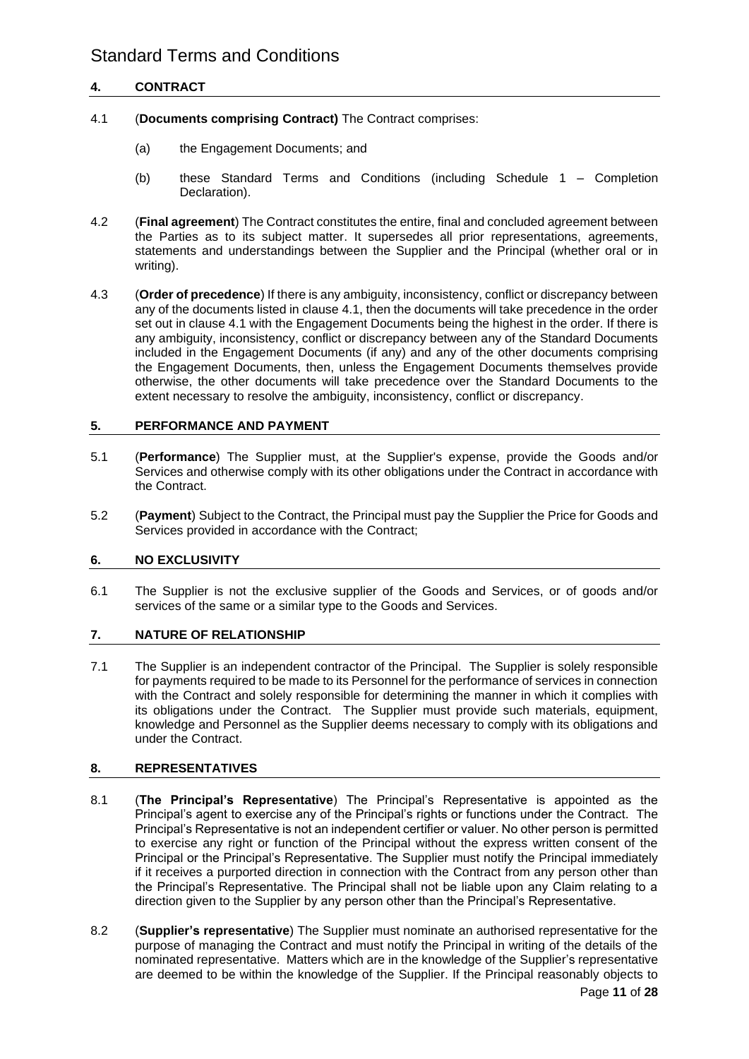## 4. CONTRACT

4.1 (**Documents comprising Contract)** The Contract comprises:

(a) the Engagement Documents; and

(b) these Standard Terms and Conditions (including Schedule 1 – Completion Declaration).

4.2 (**Final agreement**) The Contract constitutes the entire, final and concluded agreement between the Parties as to its subject matter. It supersedes all prior representations, agreements, statements and understandings between the Supplier and the Principal (whether oral or in writing).

4.3 (**Order of precedence**) If there is any ambiguity, inconsistency, conflict or discrepancy between any of the documents listed in clause 4.1, then the documents will take precedence in the order set out in clause 4.1 with the Engagement Documents being the highest in the order. If there is any ambiguity, inconsistency, conflict or discrepancy between any of the Standard Documents included in the Engagement Documents (if any) and any of the other documents comprising the Engagement Documents, then, unless the Engagement Documents themselves provide otherwise, the other documents will take precedence over the Standard Documents to the extent necessary to resolve the ambiguity, inconsistency, conflict or discrepancy.

## 5. PERFORMANCE AND PAYMENT

5.1 (**Performance**) The Supplier must, at the Supplier's expense, provide the Goods and/or Services and otherwise comply with its other obligations under the Contract in accordance with the Contract.

5.2 (**Payment**) Subject to the Contract, the Principal must pay the Supplier the Price for Goods and Services provided in accordance with the Contract;

## 6. NO EXCLUSIVITY

6.1 The Supplier is not the exclusive supplier of the Goods and Services, or of goods and/or services of the same or a similar type to the Goods and Services.

## 7. NATURE OF RELATIONSHIP

7.1 The Supplier is an independent contractor of the Principal. The Supplier is solely responsible for payments required to be made to its Personnel for the performance of services in connection with the Contract and solely responsible for determining the manner in which it complies with its obligations under the Contract. The Supplier must provide such materials, equipment, knowledge and Personnel as the Supplier deems necessary to comply with its obligations and under the Contract.

## 8. REPRESENTATIVES

8.1 (**The Principal's Representative**) The Principal's Representative is appointed as the Principal's agent to exercise any of the Principal's rights or functions under the Contract. The Principal's Representative is not an independent certifier or valuer. No other person is permitted to exercise any right or function of the Principal without the express written consent of the Principal or the Principal's Representative. The Supplier must notify the Principal immediately if it receives a purported direction in connection with the Contract from any person other than the Principal's Representative. The Principal shall not be liable upon any Claim relating to a direction given to the Supplier by any person other than the Principal's Representative.

8.2 (**Supplier's representative**) The Supplier must nominate an authorised representative for the purpose of managing the Contract and must notify the Principal in writing of the details of the nominated representative. Matters which are in the knowledge of the Supplier's representative are deemed to be within the knowledge of the Supplier. If the Principal reasonably objects to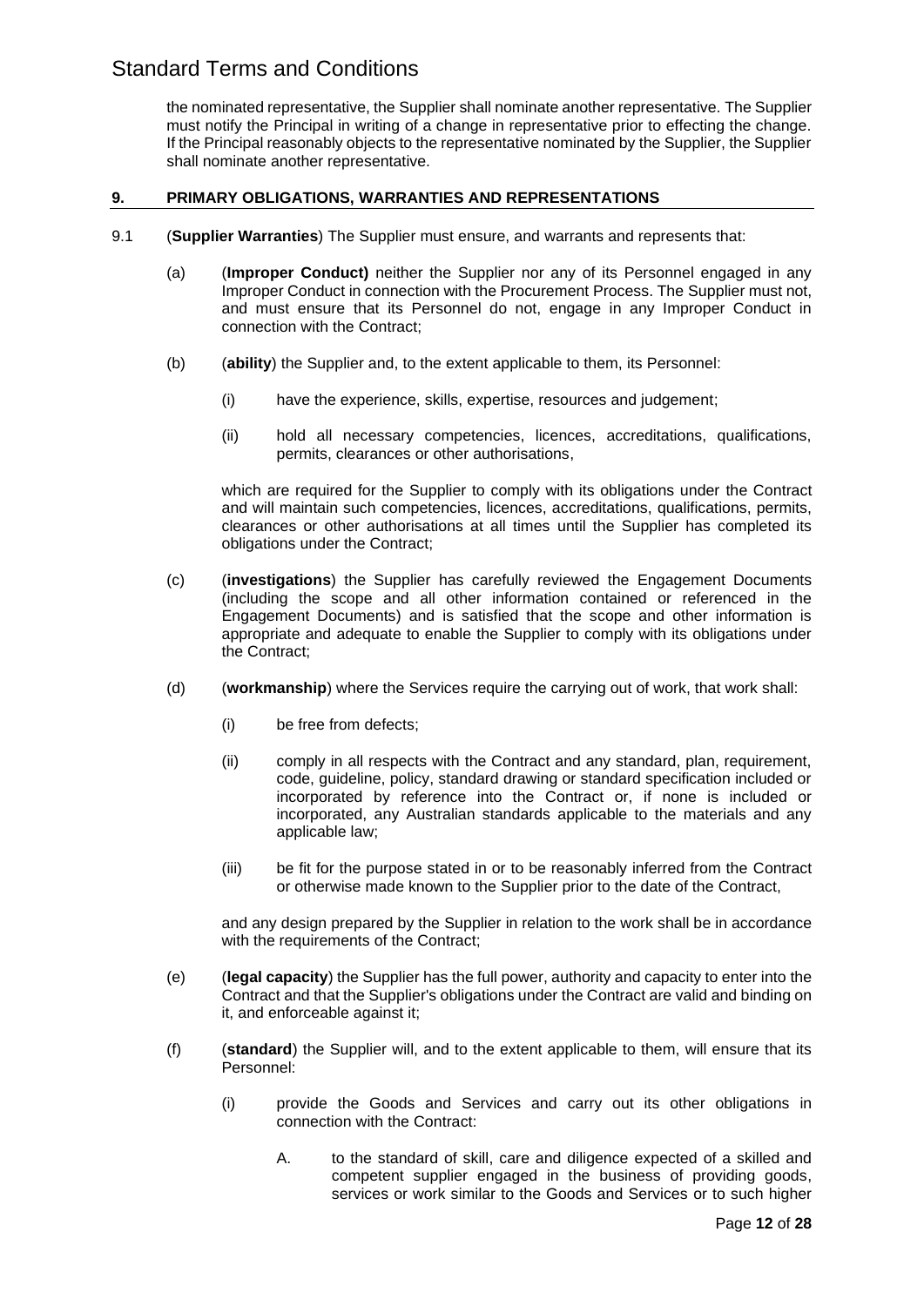the nominated representative, the Supplier shall nominate another representative. The Supplier must notify the Principal in writing of a change in representative prior to effecting the change. If the Principal reasonably objects to the representative nominated by the Supplier, the Supplier shall nominate another representative.

## 9. PRIMARY OBLIGATIONS, WARRANTIES AND REPRESENTATIONS

9.1 (**Supplier Warranties**) The Supplier must ensure, and warrants and represents that:

(a) (**Improper Conduct)** neither the Supplier nor any of its Personnel engaged in any Improper Conduct in connection with the Procurement Process. The Supplier must not, and must ensure that its Personnel do not, engage in any Improper Conduct in connection with the Contract;

(b) (**ability**) the Supplier and, to the extent applicable to them, its Personnel:

(i) have the experience, skills, expertise, resources and judgement;

(ii) hold all necessary competencies, licences, accreditations, qualifications, permits, clearances or other authorisations,

which are required for the Supplier to comply with its obligations under the Contract and will maintain such competencies, licences, accreditations, qualifications, permits, clearances or other authorisations at all times until the Supplier has completed its obligations under the Contract;

(c) (**investigations**) the Supplier has carefully reviewed the Engagement Documents (including the scope and all other information contained or referenced in the Engagement Documents) and is satisfied that the scope and other information is appropriate and adequate to enable the Supplier to comply with its obligations under the Contract;

(d) (**workmanship**) where the Services require the carrying out of work, that work shall:

(i) be free from defects;

(ii) comply in all respects with the Contract and any standard, plan, requirement, code, guideline, policy, standard drawing or standard specification included or incorporated by reference into the Contract or, if none is included or incorporated, any Australian standards applicable to the materials and any applicable law;

(iii) be fit for the purpose stated in or to be reasonably inferred from the Contract or otherwise made known to the Supplier prior to the date of the Contract,

and any design prepared by the Supplier in relation to the work shall be in accordance with the requirements of the Contract;

(e) (**legal capacity**) the Supplier has the full power, authority and capacity to enter into the Contract and that the Supplier's obligations under the Contract are valid and binding on it, and enforceable against it;

(f) (**standard**) the Supplier will, and to the extent applicable to them, will ensure that its Personnel:

(i) provide the Goods and Services and carry out its other obligations in connection with the Contract:

A. to the standard of skill, care and diligence expected of a skilled and competent supplier engaged in the business of providing goods, services or work similar to the Goods and Services or to such higher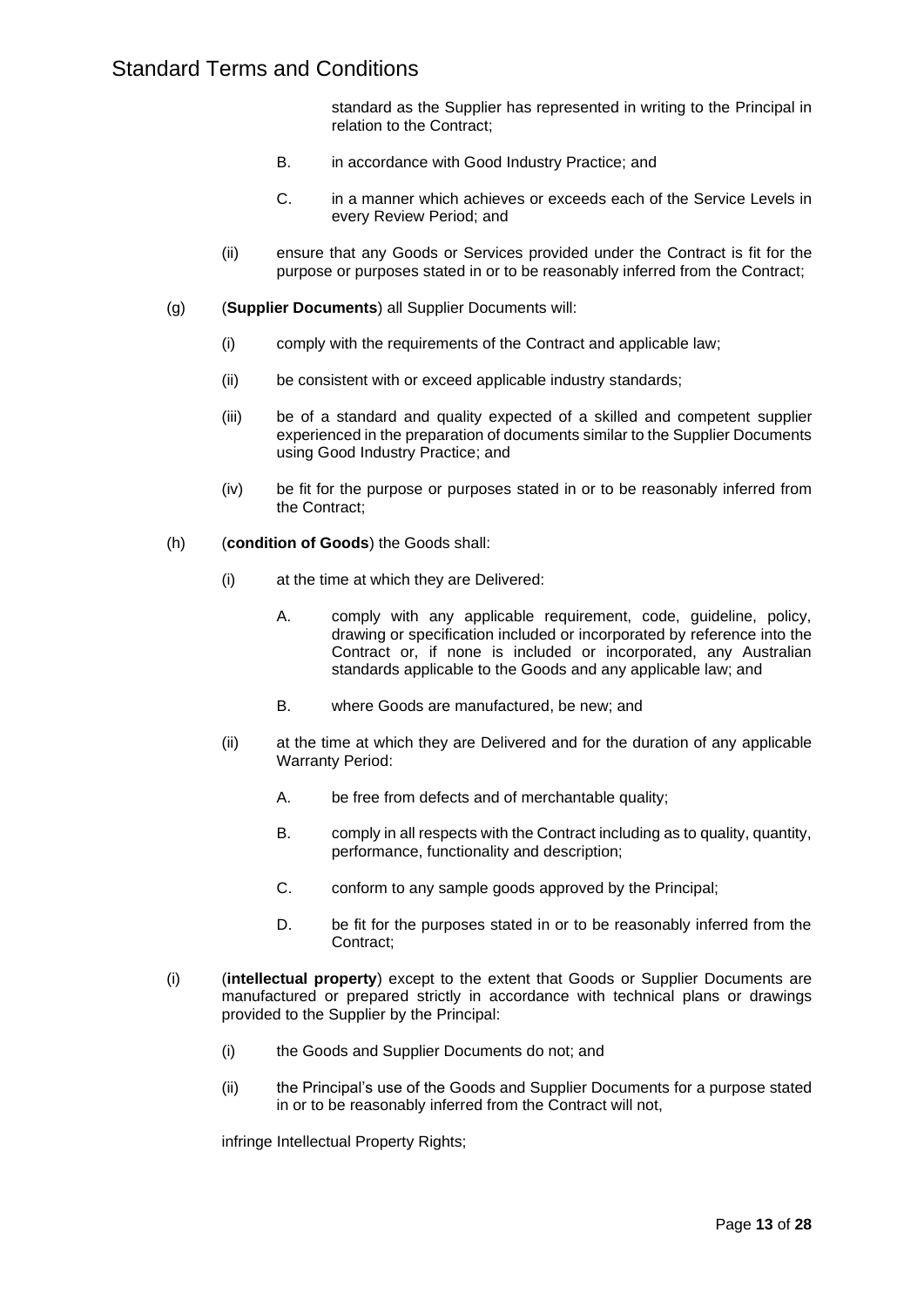standard as the Supplier has represented in writing to the Principal in relation to the Contract;

B. in accordance with Good Industry Practice; and

C. in a manner which achieves or exceeds each of the Service Levels in every Review Period; and

(ii) ensure that any Goods or Services provided under the Contract is fit for the purpose or purposes stated in or to be reasonably inferred from the Contract;

(g) (**Supplier Documents**) all Supplier Documents will:

(i) comply with the requirements of the Contract and applicable law;

(ii) be consistent with or exceed applicable industry standards;

(iii) be of a standard and quality expected of a skilled and competent supplier experienced in the preparation of documents similar to the Supplier Documents using Good Industry Practice; and

(iv) be fit for the purpose or purposes stated in or to be reasonably inferred from the Contract;

(h) (**condition of Goods**) the Goods shall:

(i) at the time at which they are Delivered:

A. comply with any applicable requirement, code, guideline, policy, drawing or specification included or incorporated by reference into the Contract or, if none is included or incorporated, any Australian standards applicable to the Goods and any applicable law; and

B. where Goods are manufactured, be new; and

(ii) at the time at which they are Delivered and for the duration of any applicable Warranty Period:

A. be free from defects and of merchantable quality;

B. comply in all respects with the Contract including as to quality, quantity, performance, functionality and description;

C. conform to any sample goods approved by the Principal;

D. be fit for the purposes stated in or to be reasonably inferred from the Contract;

(i) (**intellectual property**) except to the extent that Goods or Supplier Documents are manufactured or prepared strictly in accordance with technical plans or drawings provided to the Supplier by the Principal:

(i) the Goods and Supplier Documents do not; and

(ii) the Principal's use of the Goods and Supplier Documents for a purpose stated in or to be reasonably inferred from the Contract will not,

infringe Intellectual Property Rights;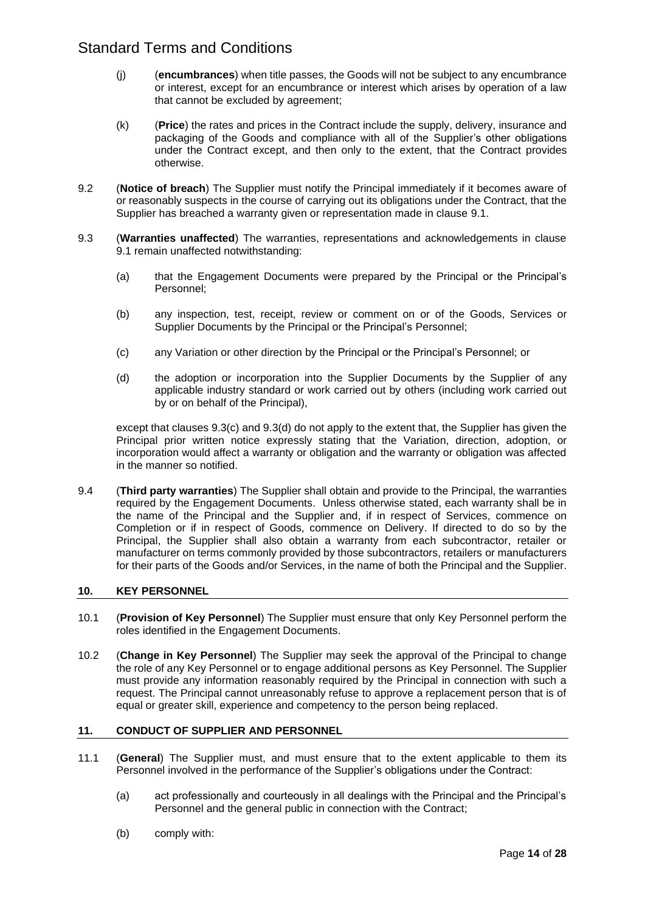(j) (**encumbrances**) when title passes, the Goods will not be subject to any encumbrance or interest, except for an encumbrance or interest which arises by operation of a law that cannot be excluded by agreement;

(k) (**Price**) the rates and prices in the Contract include the supply, delivery, insurance and packaging of the Goods and compliance with all of the Supplier's other obligations under the Contract except, and then only to the extent, that the Contract provides otherwise.

9.2 (**Notice of breach**) The Supplier must notify the Principal immediately if it becomes aware of or reasonably suspects in the course of carrying out its obligations under the Contract, that the Supplier has breached a warranty given or representation made in clause 9.1.

9.3 (**Warranties unaffected**) The warranties, representations and acknowledgements in clause 9.1 remain unaffected notwithstanding:

(a) that the Engagement Documents were prepared by the Principal or the Principal's Personnel;

(b) any inspection, test, receipt, review or comment on or of the Goods, Services or Supplier Documents by the Principal or the Principal's Personnel;

(c) any Variation or other direction by the Principal or the Principal's Personnel; or

(d) the adoption or incorporation into the Supplier Documents by the Supplier of any applicable industry standard or work carried out by others (including work carried out by or on behalf of the Principal),

except that clauses 9.3(c) and 9.3(d) do not apply to the extent that, the Supplier has given the Principal prior written notice expressly stating that the Variation, direction, adoption, or incorporation would affect a warranty or obligation and the warranty or obligation was affected in the manner so notified.

9.4 (**Third party warranties**) The Supplier shall obtain and provide to the Principal, the warranties required by the Engagement Documents. Unless otherwise stated, each warranty shall be in the name of the Principal and the Supplier and, if in respect of Services, commence on Completion or if in respect of Goods, commence on Delivery. If directed to do so by the Principal, the Supplier shall also obtain a warranty from each subcontractor, retailer or manufacturer on terms commonly provided by those subcontractors, retailers or manufacturers for their parts of the Goods and/or Services, in the name of both the Principal and the Supplier.

## 10. KEY PERSONNEL

10.1 (**Provision of Key Personnel**) The Supplier must ensure that only Key Personnel perform the roles identified in the Engagement Documents.

10.2 (**Change in Key Personnel**) The Supplier may seek the approval of the Principal to change the role of any Key Personnel or to engage additional persons as Key Personnel. The Supplier must provide any information reasonably required by the Principal in connection with such a request. The Principal cannot unreasonably refuse to approve a replacement person that is of equal or greater skill, experience and competency to the person being replaced.

## 11. CONDUCT OF SUPPLIER AND PERSONNEL

11.1 (**General**) The Supplier must, and must ensure that to the extent applicable to them its Personnel involved in the performance of the Supplier's obligations under the Contract:

(a) act professionally and courteously in all dealings with the Principal and the Principal's Personnel and the general public in connection with the Contract;

(b) comply with: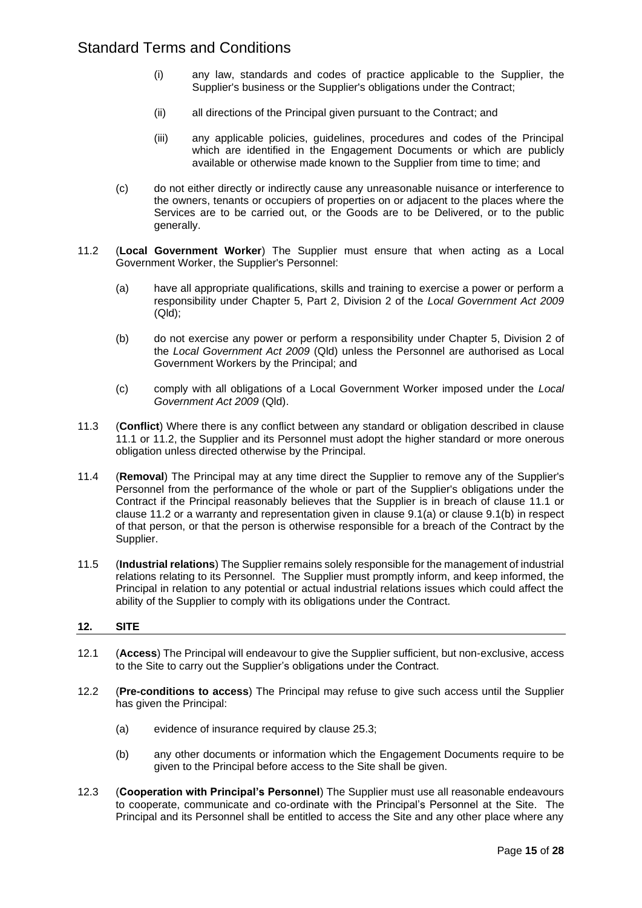(i) any law, standards and codes of practice applicable to the Supplier, the Supplier's business or the Supplier's obligations under the Contract;

(ii) all directions of the Principal given pursuant to the Contract; and

(iii) any applicable policies, guidelines, procedures and codes of the Principal which are identified in the Engagement Documents or which are publicly available or otherwise made known to the Supplier from time to time; and

(c) do not either directly or indirectly cause any unreasonable nuisance or interference to the owners, tenants or occupiers of properties on or adjacent to the places where the Services are to be carried out, or the Goods are to be Delivered, or to the public generally.

11.2 (**Local Government Worker**) The Supplier must ensure that when acting as a Local Government Worker, the Supplier's Personnel:

(a) have all appropriate qualifications, skills and training to exercise a power or perform a responsibility under Chapter 5, Part 2, Division 2 of the *Local Government Act 2009* (Qld);

(b) do not exercise any power or perform a responsibility under Chapter 5, Division 2 of the *Local Government Act 2009* (Qld) unless the Personnel are authorised as Local Government Workers by the Principal; and

(c) comply with all obligations of a Local Government Worker imposed under the *Local Government Act 2009* (Qld).

11.3 (**Conflict**) Where there is any conflict between any standard or obligation described in clause 11.1 or 11.2, the Supplier and its Personnel must adopt the higher standard or more onerous obligation unless directed otherwise by the Principal.

11.4 (**Removal**) The Principal may at any time direct the Supplier to remove any of the Supplier's Personnel from the performance of the whole or part of the Supplier's obligations under the Contract if the Principal reasonably believes that the Supplier is in breach of clause 11.1 or clause 11.2 or a warranty and representation given in clause 9.1(a) or clause 9.1(b) in respect of that person, or that the person is otherwise responsible for a breach of the Contract by the Supplier.

11.5 (**Industrial relations**) The Supplier remains solely responsible for the management of industrial relations relating to its Personnel. The Supplier must promptly inform, and keep informed, the Principal in relation to any potential or actual industrial relations issues which could affect the ability of the Supplier to comply with its obligations under the Contract.

## 12. SITE

12.1 (**Access**) The Principal will endeavour to give the Supplier sufficient, but non-exclusive, access to the Site to carry out the Supplier's obligations under the Contract.

12.2 (**Pre-conditions to access**) The Principal may refuse to give such access until the Supplier has given the Principal:

(a) evidence of insurance required by clause 25.3;

(b) any other documents or information which the Engagement Documents require to be given to the Principal before access to the Site shall be given.

12.3 (**Cooperation with Principal's Personnel**) The Supplier must use all reasonable endeavours to cooperate, communicate and co-ordinate with the Principal's Personnel at the Site. The Principal and its Personnel shall be entitled to access the Site and any other place where any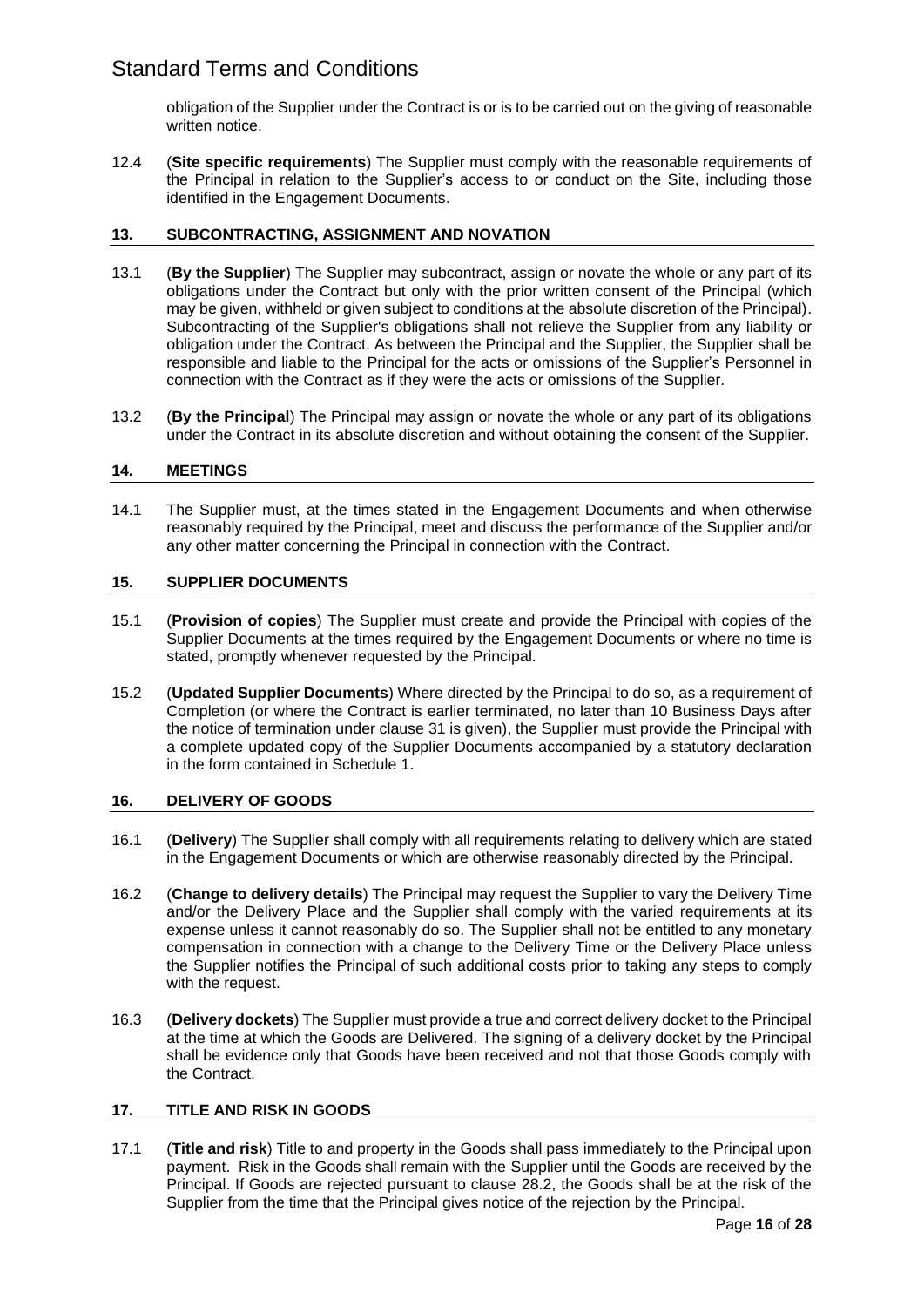obligation of the Supplier under the Contract is or is to be carried out on the giving of reasonable written notice.

12.4 (**Site specific requirements**) The Supplier must comply with the reasonable requirements of the Principal in relation to the Supplier's access to or conduct on the Site, including those identified in the Engagement Documents.

## 13. SUBCONTRACTING, ASSIGNMENT AND NOVATION

13.1 (**By the Supplier**) The Supplier may subcontract, assign or novate the whole or any part of its obligations under the Contract but only with the prior written consent of the Principal (which may be given, withheld or given subject to conditions at the absolute discretion of the Principal). Subcontracting of the Supplier's obligations shall not relieve the Supplier from any liability or obligation under the Contract. As between the Principal and the Supplier, the Supplier shall be responsible and liable to the Principal for the acts or omissions of the Supplier's Personnel in connection with the Contract as if they were the acts or omissions of the Supplier.

13.2 (**By the Principal**) The Principal may assign or novate the whole or any part of its obligations under the Contract in its absolute discretion and without obtaining the consent of the Supplier.

## 14. MEETINGS

14.1 The Supplier must, at the times stated in the Engagement Documents and when otherwise reasonably required by the Principal, meet and discuss the performance of the Supplier and/or any other matter concerning the Principal in connection with the Contract.

## 15. SUPPLIER DOCUMENTS

15.1 (**Provision of copies**) The Supplier must create and provide the Principal with copies of the Supplier Documents at the times required by the Engagement Documents or where no time is stated, promptly whenever requested by the Principal.

15.2 (**Updated Supplier Documents**) Where directed by the Principal to do so, as a requirement of Completion (or where the Contract is earlier terminated, no later than 10 Business Days after the notice of termination under clause 31 is given), the Supplier must provide the Principal with a complete updated copy of the Supplier Documents accompanied by a statutory declaration in the form contained in Schedule 1.

## 16. DELIVERY OF GOODS

16.1 (**Delivery**) The Supplier shall comply with all requirements relating to delivery which are stated in the Engagement Documents or which are otherwise reasonably directed by the Principal.

16.2 (**Change to delivery details**) The Principal may request the Supplier to vary the Delivery Time and/or the Delivery Place and the Supplier shall comply with the varied requirements at its expense unless it cannot reasonably do so. The Supplier shall not be entitled to any monetary compensation in connection with a change to the Delivery Time or the Delivery Place unless the Supplier notifies the Principal of such additional costs prior to taking any steps to comply with the request.

16.3 (**Delivery dockets**) The Supplier must provide a true and correct delivery docket to the Principal at the time at which the Goods are Delivered. The signing of a delivery docket by the Principal shall be evidence only that Goods have been received and not that those Goods comply with the Contract.

## 17. TITLE AND RISK IN GOODS

17.1 (**Title and risk**) Title to and property in the Goods shall pass immediately to the Principal upon payment. Risk in the Goods shall remain with the Supplier until the Goods are received by the Principal. If Goods are rejected pursuant to clause 28.2, the Goods shall be at the risk of the Supplier from the time that the Principal gives notice of the rejection by the Principal.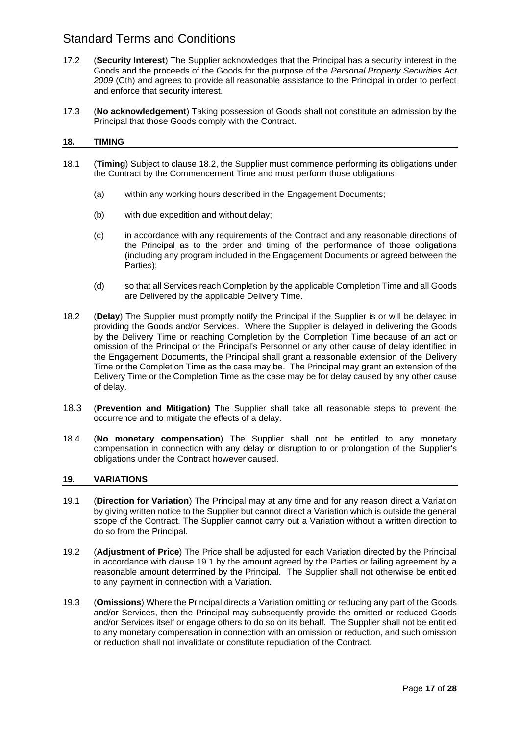17.2 (**Security Interest**) The Supplier acknowledges that the Principal has a security interest in the Goods and the proceeds of the Goods for the purpose of the *Personal Property Securities Act 2009* (Cth) and agrees to provide all reasonable assistance to the Principal in order to perfect and enforce that security interest.

17.3 (**No acknowledgement**) Taking possession of Goods shall not constitute an admission by the Principal that those Goods comply with the Contract.

## 18. TIMING

18.1 (**Timing**) Subject to clause 18.2, the Supplier must commence performing its obligations under the Contract by the Commencement Time and must perform those obligations:

(a) within any working hours described in the Engagement Documents;

(b) with due expedition and without delay;

(c) in accordance with any requirements of the Contract and any reasonable directions of the Principal as to the order and timing of the performance of those obligations (including any program included in the Engagement Documents or agreed between the Parties);

(d) so that all Services reach Completion by the applicable Completion Time and all Goods are Delivered by the applicable Delivery Time.

18.2 (**Delay**) The Supplier must promptly notify the Principal if the Supplier is or will be delayed in providing the Goods and/or Services. Where the Supplier is delayed in delivering the Goods by the Delivery Time or reaching Completion by the Completion Time because of an act or omission of the Principal or the Principal's Personnel or any other cause of delay identified in the Engagement Documents, the Principal shall grant a reasonable extension of the Delivery Time or the Completion Time as the case may be. The Principal may grant an extension of the Delivery Time or the Completion Time as the case may be for delay caused by any other cause of delay.

18.3 (**Prevention and Mitigation)** The Supplier shall take all reasonable steps to prevent the occurrence and to mitigate the effects of a delay.

18.4 (**No monetary compensation**) The Supplier shall not be entitled to any monetary compensation in connection with any delay or disruption to or prolongation of the Supplier's obligations under the Contract however caused.

## 19. VARIATIONS

19.1 (**Direction for Variation**) The Principal may at any time and for any reason direct a Variation by giving written notice to the Supplier but cannot direct a Variation which is outside the general scope of the Contract. The Supplier cannot carry out a Variation without a written direction to do so from the Principal.

19.2 (**Adjustment of Price**) The Price shall be adjusted for each Variation directed by the Principal in accordance with clause 19.1 by the amount agreed by the Parties or failing agreement by a reasonable amount determined by the Principal. The Supplier shall not otherwise be entitled to any payment in connection with a Variation.

19.3 (**Omissions**) Where the Principal directs a Variation omitting or reducing any part of the Goods and/or Services, then the Principal may subsequently provide the omitted or reduced Goods and/or Services itself or engage others to do so on its behalf. The Supplier shall not be entitled to any monetary compensation in connection with an omission or reduction, and such omission or reduction shall not invalidate or constitute repudiation of the Contract.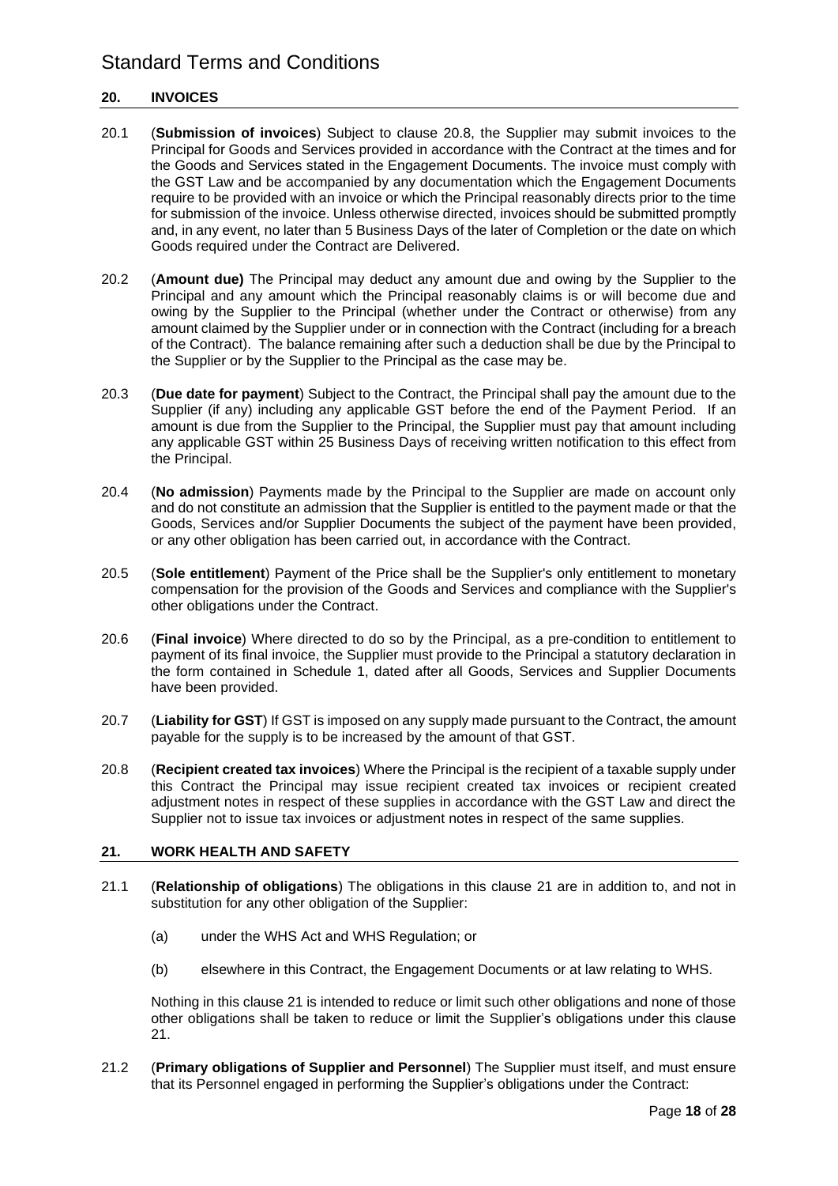## 20. INVOICES

20.1 (**Submission of invoices**) Subject to clause 20.8, the Supplier may submit invoices to the Principal for Goods and Services provided in accordance with the Contract at the times and for the Goods and Services stated in the Engagement Documents. The invoice must comply with the GST Law and be accompanied by any documentation which the Engagement Documents require to be provided with an invoice or which the Principal reasonably directs prior to the time for submission of the invoice. Unless otherwise directed, invoices should be submitted promptly and, in any event, no later than 5 Business Days of the later of Completion or the date on which Goods required under the Contract are Delivered.

20.2 (**Amount due)** The Principal may deduct any amount due and owing by the Supplier to the Principal and any amount which the Principal reasonably claims is or will become due and owing by the Supplier to the Principal (whether under the Contract or otherwise) from any amount claimed by the Supplier under or in connection with the Contract (including for a breach of the Contract). The balance remaining after such a deduction shall be due by the Principal to the Supplier or by the Supplier to the Principal as the case may be.

20.3 (**Due date for payment**) Subject to the Contract, the Principal shall pay the amount due to the Supplier (if any) including any applicable GST before the end of the Payment Period. If an amount is due from the Supplier to the Principal, the Supplier must pay that amount including any applicable GST within 25 Business Days of receiving written notification to this effect from the Principal.

20.4 (**No admission**) Payments made by the Principal to the Supplier are made on account only and do not constitute an admission that the Supplier is entitled to the payment made or that the Goods, Services and/or Supplier Documents the subject of the payment have been provided, or any other obligation has been carried out, in accordance with the Contract.

20.5 (**Sole entitlement**) Payment of the Price shall be the Supplier's only entitlement to monetary compensation for the provision of the Goods and Services and compliance with the Supplier's other obligations under the Contract.

20.6 (**Final invoice**) Where directed to do so by the Principal, as a pre-condition to entitlement to payment of its final invoice, the Supplier must provide to the Principal a statutory declaration in the form contained in Schedule 1, dated after all Goods, Services and Supplier Documents have been provided.

20.7 (**Liability for GST**) If GST is imposed on any supply made pursuant to the Contract, the amount payable for the supply is to be increased by the amount of that GST.

20.8 (**Recipient created tax invoices**) Where the Principal is the recipient of a taxable supply under this Contract the Principal may issue recipient created tax invoices or recipient created adjustment notes in respect of these supplies in accordance with the GST Law and direct the Supplier not to issue tax invoices or adjustment notes in respect of the same supplies.

## 21. WORK HEALTH AND SAFETY

21.1 (**Relationship of obligations**) The obligations in this clause 21 are in addition to, and not in substitution for any other obligation of the Supplier:

(a) under the WHS Act and WHS Regulation; or

(b) elsewhere in this Contract, the Engagement Documents or at law relating to WHS.

Nothing in this clause 21 is intended to reduce or limit such other obligations and none of those other obligations shall be taken to reduce or limit the Supplier's obligations under this clause 21.

21.2 (**Primary obligations of Supplier and Personnel**) The Supplier must itself, and must ensure that its Personnel engaged in performing the Supplier's obligations under the Contract: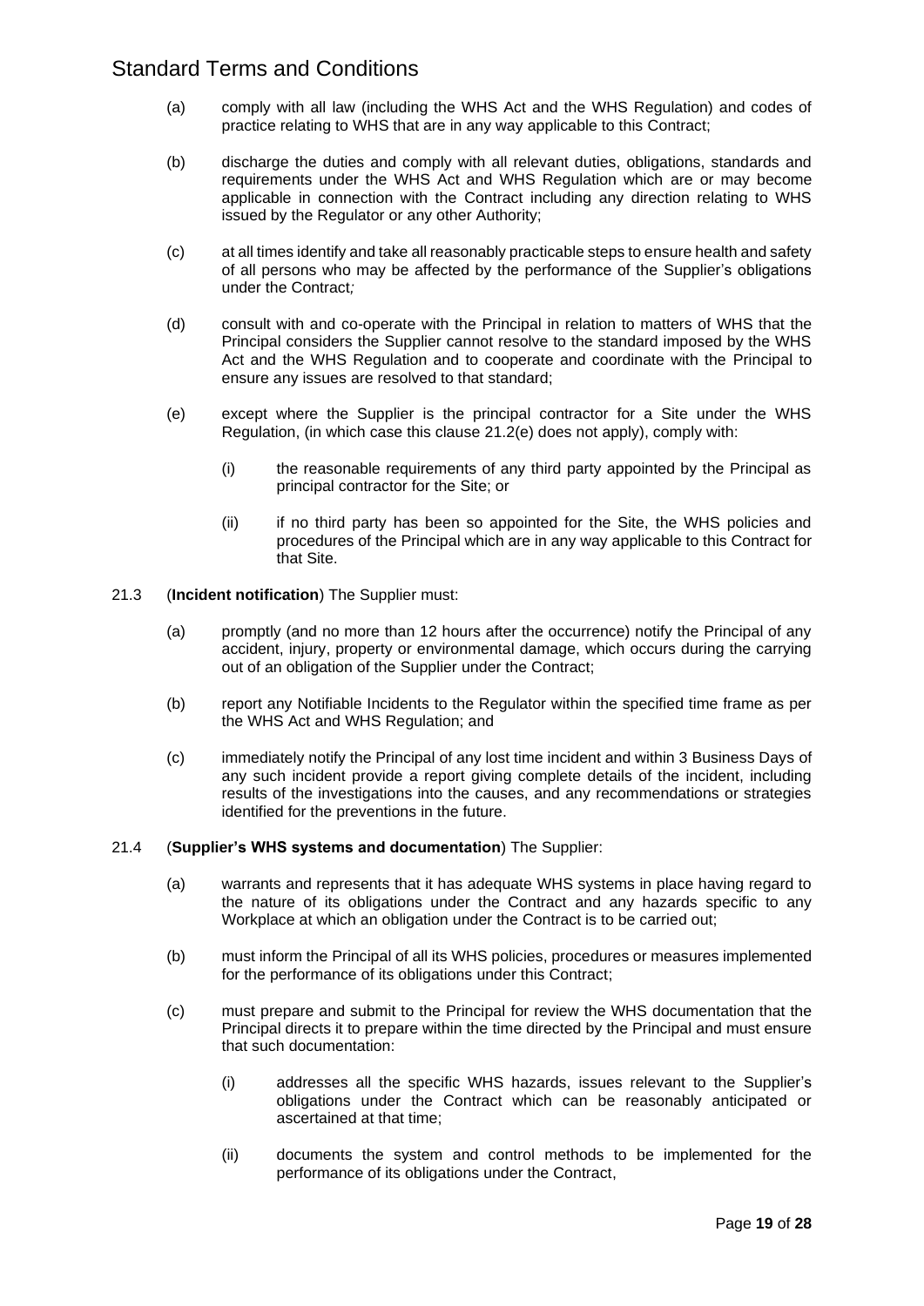(a) comply with all law (including the WHS Act and the WHS Regulation) and codes of practice relating to WHS that are in any way applicable to this Contract;

(b) discharge the duties and comply with all relevant duties, obligations, standards and requirements under the WHS Act and WHS Regulation which are or may become applicable in connection with the Contract including any direction relating to WHS issued by the Regulator or any other Authority;

(c) at all times identify and take all reasonably practicable steps to ensure health and safety of all persons who may be affected by the performance of the Supplier's obligations under the Contract*;*

(d) consult with and co-operate with the Principal in relation to matters of WHS that the Principal considers the Supplier cannot resolve to the standard imposed by the WHS Act and the WHS Regulation and to cooperate and coordinate with the Principal to ensure any issues are resolved to that standard;

(e) except where the Supplier is the principal contractor for a Site under the WHS Regulation, (in which case this clause 21.2(e) does not apply), comply with:

  (i) the reasonable requirements of any third party appointed by the Principal as principal contractor for the Site; or

  (ii) if no third party has been so appointed for the Site, the WHS policies and procedures of the Principal which are in any way applicable to this Contract for that Site.

21.3 (**Incident notification**) The Supplier must:

(a) promptly (and no more than 12 hours after the occurrence) notify the Principal of any accident, injury, property or environmental damage, which occurs during the carrying out of an obligation of the Supplier under the Contract;

(b) report any Notifiable Incidents to the Regulator within the specified time frame as per the WHS Act and WHS Regulation; and

(c) immediately notify the Principal of any lost time incident and within 3 Business Days of any such incident provide a report giving complete details of the incident, including results of the investigations into the causes, and any recommendations or strategies identified for the preventions in the future.

21.4 (**Supplier's WHS systems and documentation**) The Supplier:

(a) warrants and represents that it has adequate WHS systems in place having regard to the nature of its obligations under the Contract and any hazards specific to any Workplace at which an obligation under the Contract is to be carried out;

(b) must inform the Principal of all its WHS policies, procedures or measures implemented for the performance of its obligations under this Contract;

(c) must prepare and submit to the Principal for review the WHS documentation that the Principal directs it to prepare within the time directed by the Principal and must ensure that such documentation:

  (i) addresses all the specific WHS hazards, issues relevant to the Supplier's obligations under the Contract which can be reasonably anticipated or ascertained at that time;

  (ii) documents the system and control methods to be implemented for the performance of its obligations under the Contract,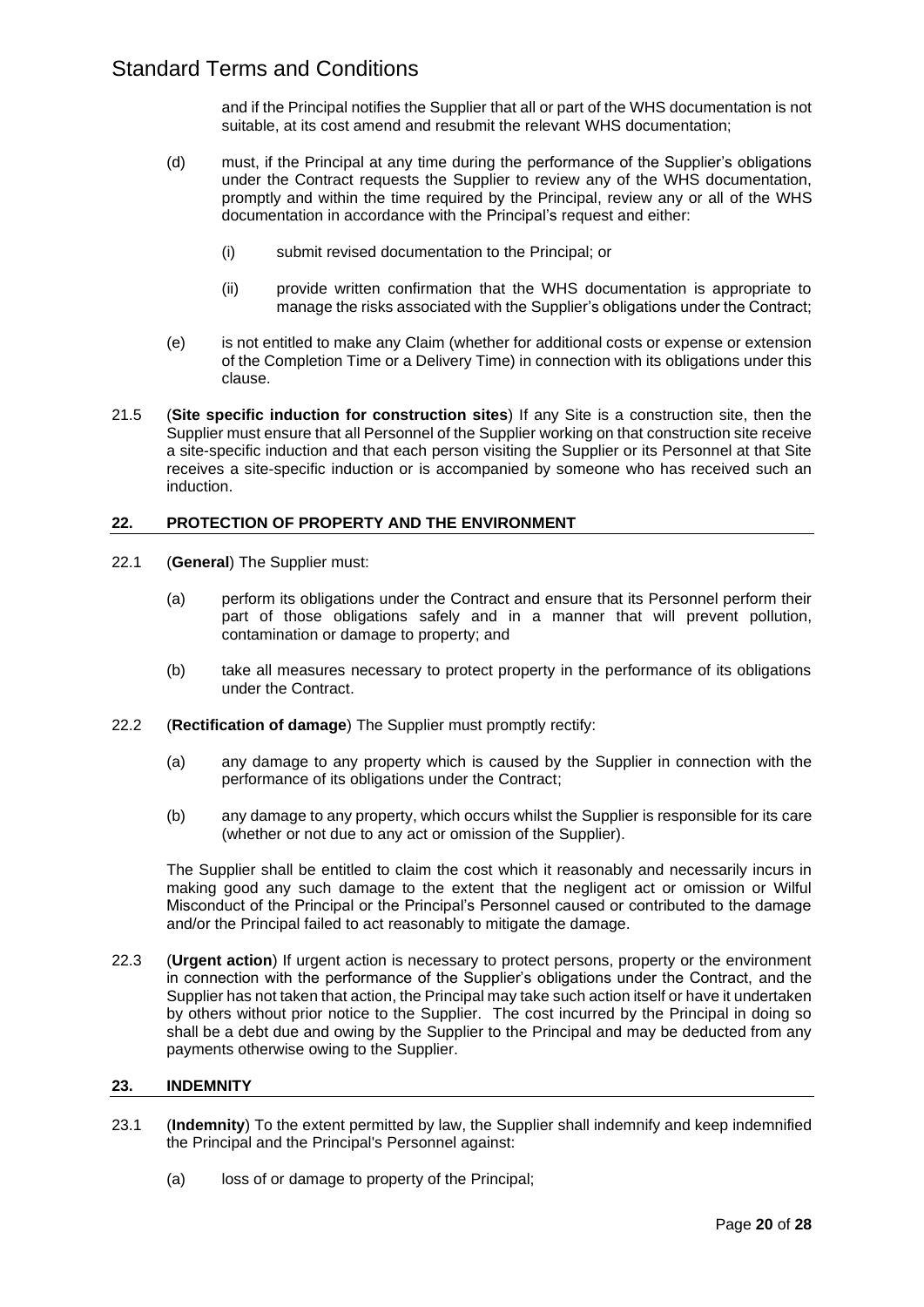and if the Principal notifies the Supplier that all or part of the WHS documentation is not suitable, at its cost amend and resubmit the relevant WHS documentation;

(d) must, if the Principal at any time during the performance of the Supplier's obligations under the Contract requests the Supplier to review any of the WHS documentation, promptly and within the time required by the Principal, review any or all of the WHS documentation in accordance with the Principal's request and either:

(i) submit revised documentation to the Principal; or

(ii) provide written confirmation that the WHS documentation is appropriate to manage the risks associated with the Supplier's obligations under the Contract;

(e) is not entitled to make any Claim (whether for additional costs or expense or extension of the Completion Time or a Delivery Time) in connection with its obligations under this clause.

21.5 (**Site specific induction for construction sites**) If any Site is a construction site, then the Supplier must ensure that all Personnel of the Supplier working on that construction site receive a site-specific induction and that each person visiting the Supplier or its Personnel at that Site receives a site-specific induction or is accompanied by someone who has received such an induction.

## 22. PROTECTION OF PROPERTY AND THE ENVIRONMENT

22.1 (**General**) The Supplier must:

(a) perform its obligations under the Contract and ensure that its Personnel perform their part of those obligations safely and in a manner that will prevent pollution, contamination or damage to property; and

(b) take all measures necessary to protect property in the performance of its obligations under the Contract.

22.2 (**Rectification of damage**) The Supplier must promptly rectify:

(a) any damage to any property which is caused by the Supplier in connection with the performance of its obligations under the Contract;

(b) any damage to any property, which occurs whilst the Supplier is responsible for its care (whether or not due to any act or omission of the Supplier).

The Supplier shall be entitled to claim the cost which it reasonably and necessarily incurs in making good any such damage to the extent that the negligent act or omission or Wilful Misconduct of the Principal or the Principal's Personnel caused or contributed to the damage and/or the Principal failed to act reasonably to mitigate the damage.

22.3 (**Urgent action**) If urgent action is necessary to protect persons, property or the environment in connection with the performance of the Supplier's obligations under the Contract, and the Supplier has not taken that action, the Principal may take such action itself or have it undertaken by others without prior notice to the Supplier. The cost incurred by the Principal in doing so shall be a debt due and owing by the Supplier to the Principal and may be deducted from any payments otherwise owing to the Supplier.

## 23. INDEMNITY

23.1 (**Indemnity**) To the extent permitted by law, the Supplier shall indemnify and keep indemnified the Principal and the Principal's Personnel against:

(a) loss of or damage to property of the Principal;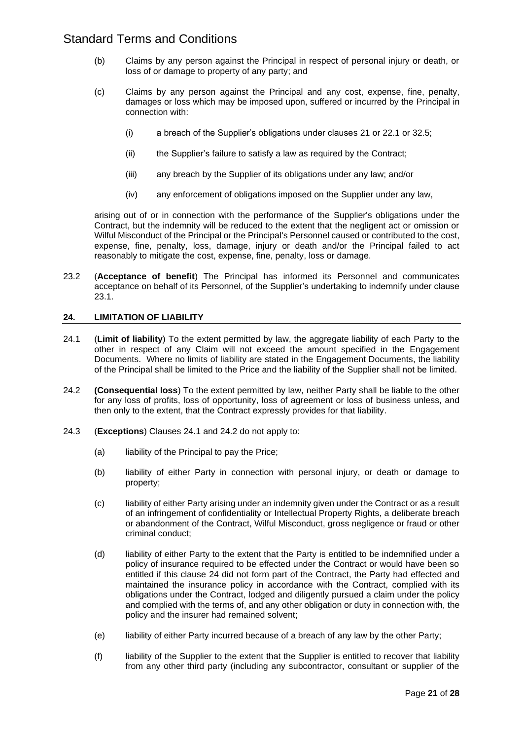(b) Claims by any person against the Principal in respect of personal injury or death, or loss of or damage to property of any party; and

(c) Claims by any person against the Principal and any cost, expense, fine, penalty, damages or loss which may be imposed upon, suffered or incurred by the Principal in connection with:

  (i) a breach of the Supplier's obligations under clauses 21 or 22.1 or 32.5;

  (ii) the Supplier's failure to satisfy a law as required by the Contract;

  (iii) any breach by the Supplier of its obligations under any law; and/or

  (iv) any enforcement of obligations imposed on the Supplier under any law,

arising out of or in connection with the performance of the Supplier's obligations under the Contract, but the indemnity will be reduced to the extent that the negligent act or omission or Wilful Misconduct of the Principal or the Principal's Personnel caused or contributed to the cost, expense, fine, penalty, loss, damage, injury or death and/or the Principal failed to act reasonably to mitigate the cost, expense, fine, penalty, loss or damage.

23.2 (**Acceptance of benefit**) The Principal has informed its Personnel and communicates acceptance on behalf of its Personnel, of the Supplier's undertaking to indemnify under clause 23.1.

## 24. LIMITATION OF LIABILITY

24.1 (**Limit of liability**) To the extent permitted by law, the aggregate liability of each Party to the other in respect of any Claim will not exceed the amount specified in the Engagement Documents. Where no limits of liability are stated in the Engagement Documents, the liability of the Principal shall be limited to the Price and the liability of the Supplier shall not be limited.

24.2 **(Consequential loss**) To the extent permitted by law, neither Party shall be liable to the other for any loss of profits, loss of opportunity, loss of agreement or loss of business unless, and then only to the extent, that the Contract expressly provides for that liability.

24.3 (**Exceptions**) Clauses 24.1 and 24.2 do not apply to:

(a) liability of the Principal to pay the Price;

(b) liability of either Party in connection with personal injury, or death or damage to property;

(c) liability of either Party arising under an indemnity given under the Contract or as a result of an infringement of confidentiality or Intellectual Property Rights, a deliberate breach or abandonment of the Contract, Wilful Misconduct, gross negligence or fraud or other criminal conduct;

(d) liability of either Party to the extent that the Party is entitled to be indemnified under a policy of insurance required to be effected under the Contract or would have been so entitled if this clause 24 did not form part of the Contract, the Party had effected and maintained the insurance policy in accordance with the Contract, complied with its obligations under the Contract, lodged and diligently pursued a claim under the policy and complied with the terms of, and any other obligation or duty in connection with, the policy and the insurer had remained solvent;

(e) liability of either Party incurred because of a breach of any law by the other Party;

(f) liability of the Supplier to the extent that the Supplier is entitled to recover that liability from any other third party (including any subcontractor, consultant or supplier of the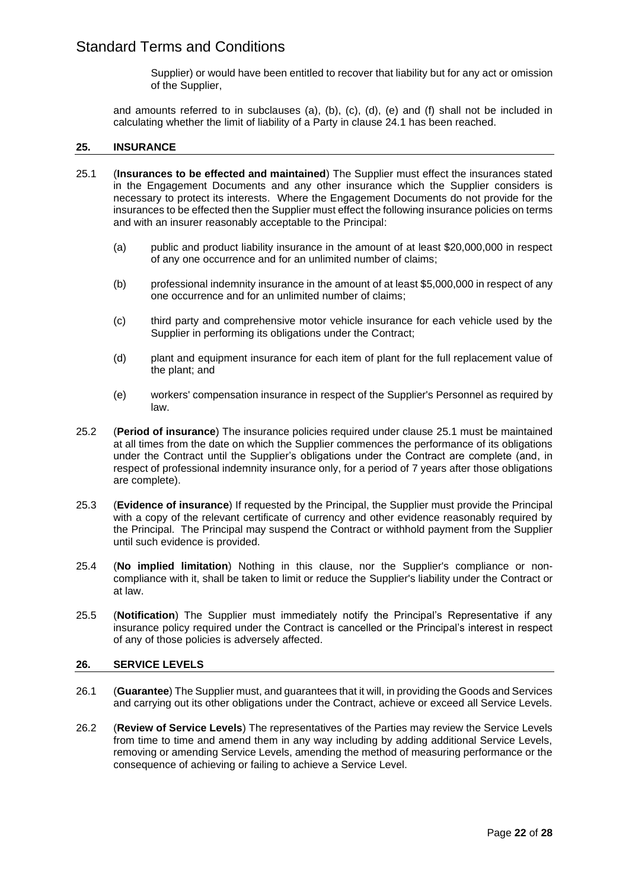Supplier) or would have been entitled to recover that liability but for any act or omission of the Supplier,

and amounts referred to in subclauses (a), (b), (c), (d), (e) and (f) shall not be included in calculating whether the limit of liability of a Party in clause 24.1 has been reached.

## 25. INSURANCE

25.1 (**Insurances to be effected and maintained**) The Supplier must effect the insurances stated in the Engagement Documents and any other insurance which the Supplier considers is necessary to protect its interests. Where the Engagement Documents do not provide for the insurances to be effected then the Supplier must effect the following insurance policies on terms and with an insurer reasonably acceptable to the Principal:

(a) public and product liability insurance in the amount of at least $20,000,000 in respect of any one occurrence and for an unlimited number of claims;

(b) professional indemnity insurance in the amount of at least $5,000,000 in respect of any one occurrence and for an unlimited number of claims;

(c) third party and comprehensive motor vehicle insurance for each vehicle used by the Supplier in performing its obligations under the Contract;

(d) plant and equipment insurance for each item of plant for the full replacement value of the plant; and

(e) workers' compensation insurance in respect of the Supplier's Personnel as required by law.

25.2 (**Period of insurance**) The insurance policies required under clause 25.1 must be maintained at all times from the date on which the Supplier commences the performance of its obligations under the Contract until the Supplier's obligations under the Contract are complete (and, in respect of professional indemnity insurance only, for a period of 7 years after those obligations are complete).

25.3 (**Evidence of insurance**) If requested by the Principal, the Supplier must provide the Principal with a copy of the relevant certificate of currency and other evidence reasonably required by the Principal. The Principal may suspend the Contract or withhold payment from the Supplier until such evidence is provided.

25.4 (**No implied limitation**) Nothing in this clause, nor the Supplier's compliance or non-compliance with it, shall be taken to limit or reduce the Supplier's liability under the Contract or at law.

25.5 (**Notification**) The Supplier must immediately notify the Principal's Representative if any insurance policy required under the Contract is cancelled or the Principal's interest in respect of any of those policies is adversely affected.

## 26. SERVICE LEVELS

26.1 (**Guarantee**) The Supplier must, and guarantees that it will, in providing the Goods and Services and carrying out its other obligations under the Contract, achieve or exceed all Service Levels.

26.2 (**Review of Service Levels**) The representatives of the Parties may review the Service Levels from time to time and amend them in any way including by adding additional Service Levels, removing or amending Service Levels, amending the method of measuring performance or the consequence of achieving or failing to achieve a Service Level.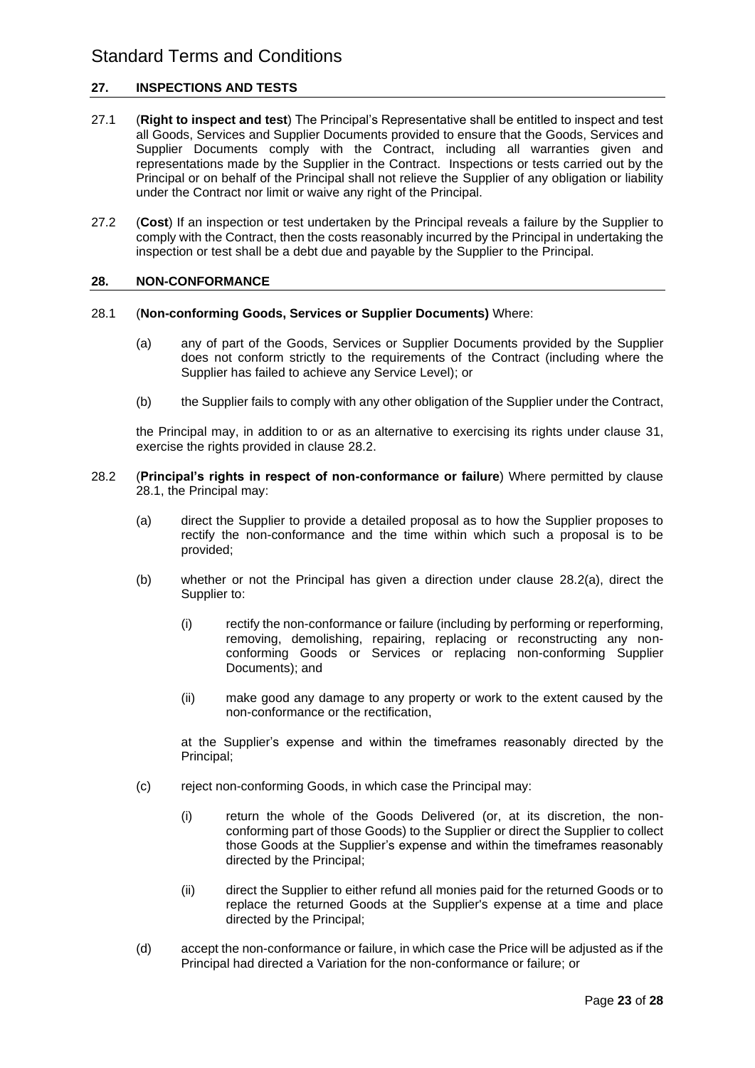## 27. INSPECTIONS AND TESTS

27.1 (**Right to inspect and test**) The Principal's Representative shall be entitled to inspect and test all Goods, Services and Supplier Documents provided to ensure that the Goods, Services and Supplier Documents comply with the Contract, including all warranties given and representations made by the Supplier in the Contract. Inspections or tests carried out by the Principal or on behalf of the Principal shall not relieve the Supplier of any obligation or liability under the Contract nor limit or waive any right of the Principal.

27.2 (**Cost**) If an inspection or test undertaken by the Principal reveals a failure by the Supplier to comply with the Contract, then the costs reasonably incurred by the Principal in undertaking the inspection or test shall be a debt due and payable by the Supplier to the Principal.

## 28. NON-CONFORMANCE

28.1 (**Non-conforming Goods, Services or Supplier Documents)** Where:

(a) any of part of the Goods, Services or Supplier Documents provided by the Supplier does not conform strictly to the requirements of the Contract (including where the Supplier has failed to achieve any Service Level); or

(b) the Supplier fails to comply with any other obligation of the Supplier under the Contract,

the Principal may, in addition to or as an alternative to exercising its rights under clause 31, exercise the rights provided in clause 28.2.

28.2 (**Principal's rights in respect of non-conformance or failure**) Where permitted by clause 28.1, the Principal may:

(a) direct the Supplier to provide a detailed proposal as to how the Supplier proposes to rectify the non-conformance and the time within which such a proposal is to be provided;

(b) whether or not the Principal has given a direction under clause 28.2(a), direct the Supplier to:

(i) rectify the non-conformance or failure (including by performing or reperforming, removing, demolishing, repairing, replacing or reconstructing any non-conforming Goods or Services or replacing non-conforming Supplier Documents); and

(ii) make good any damage to any property or work to the extent caused by the non-conformance or the rectification,

at the Supplier's expense and within the timeframes reasonably directed by the Principal;

(c) reject non-conforming Goods, in which case the Principal may:

(i) return the whole of the Goods Delivered (or, at its discretion, the non-conforming part of those Goods) to the Supplier or direct the Supplier to collect those Goods at the Supplier's expense and within the timeframes reasonably directed by the Principal;

(ii) direct the Supplier to either refund all monies paid for the returned Goods or to replace the returned Goods at the Supplier's expense at a time and place directed by the Principal;

(d) accept the non-conformance or failure, in which case the Price will be adjusted as if the Principal had directed a Variation for the non-conformance or failure; or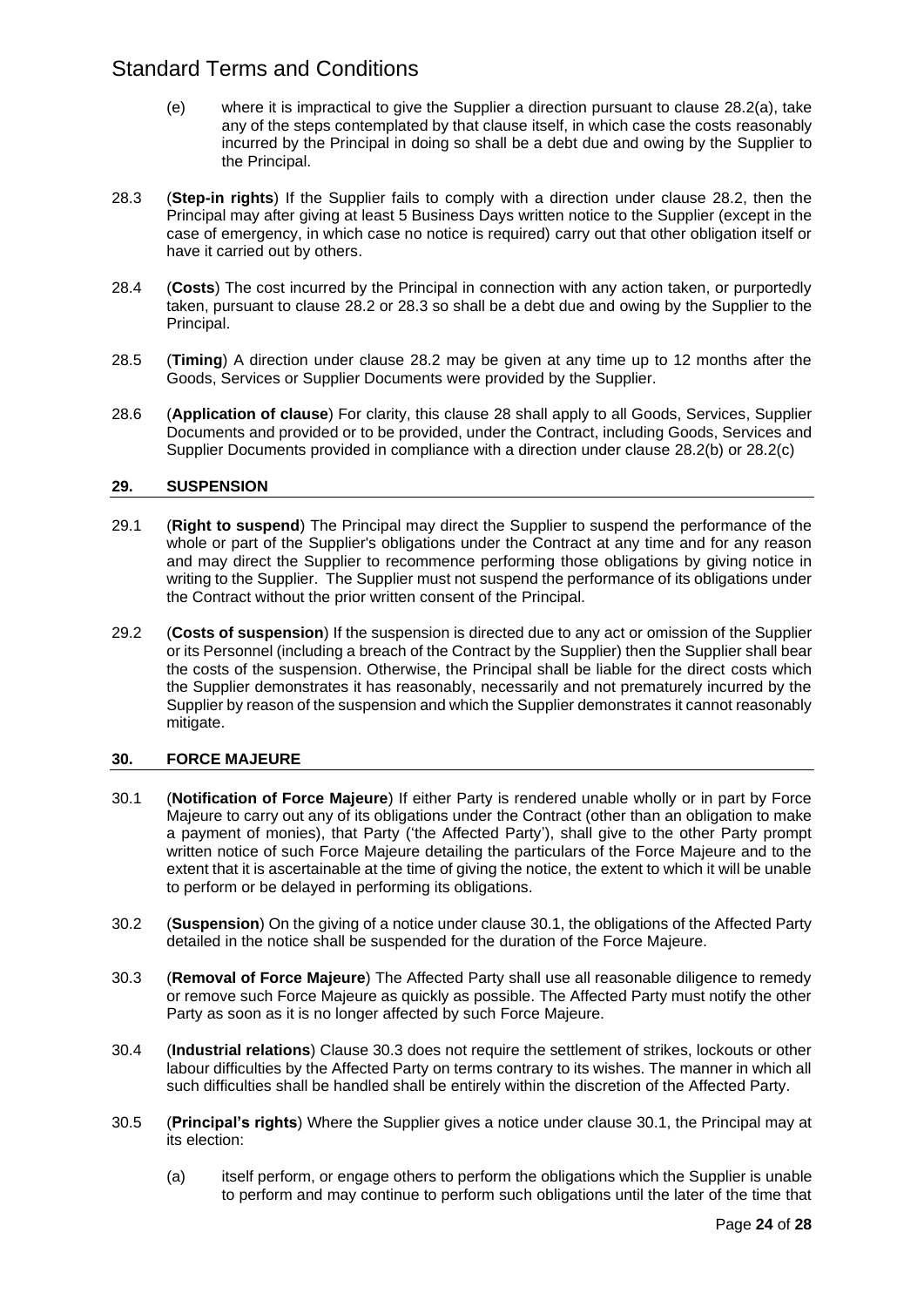(e) where it is impractical to give the Supplier a direction pursuant to clause 28.2(a), take any of the steps contemplated by that clause itself, in which case the costs reasonably incurred by the Principal in doing so shall be a debt due and owing by the Supplier to the Principal.

28.3 (**Step-in rights**) If the Supplier fails to comply with a direction under clause 28.2, then the Principal may after giving at least 5 Business Days written notice to the Supplier (except in the case of emergency, in which case no notice is required) carry out that other obligation itself or have it carried out by others.

28.4 (**Costs**) The cost incurred by the Principal in connection with any action taken, or purportedly taken, pursuant to clause 28.2 or 28.3 so shall be a debt due and owing by the Supplier to the Principal.

28.5 (**Timing**) A direction under clause 28.2 may be given at any time up to 12 months after the Goods, Services or Supplier Documents were provided by the Supplier.

28.6 (**Application of clause**) For clarity, this clause 28 shall apply to all Goods, Services, Supplier Documents and provided or to be provided, under the Contract, including Goods, Services and Supplier Documents provided in compliance with a direction under clause 28.2(b) or 28.2(c)

## 29. SUSPENSION

29.1 (**Right to suspend**) The Principal may direct the Supplier to suspend the performance of the whole or part of the Supplier's obligations under the Contract at any time and for any reason and may direct the Supplier to recommence performing those obligations by giving notice in writing to the Supplier. The Supplier must not suspend the performance of its obligations under the Contract without the prior written consent of the Principal.

29.2 (**Costs of suspension**) If the suspension is directed due to any act or omission of the Supplier or its Personnel (including a breach of the Contract by the Supplier) then the Supplier shall bear the costs of the suspension. Otherwise, the Principal shall be liable for the direct costs which the Supplier demonstrates it has reasonably, necessarily and not prematurely incurred by the Supplier by reason of the suspension and which the Supplier demonstrates it cannot reasonably mitigate.

## 30. FORCE MAJEURE

30.1 (**Notification of Force Majeure**) If either Party is rendered unable wholly or in part by Force Majeure to carry out any of its obligations under the Contract (other than an obligation to make a payment of monies), that Party ('the Affected Party'), shall give to the other Party prompt written notice of such Force Majeure detailing the particulars of the Force Majeure and to the extent that it is ascertainable at the time of giving the notice, the extent to which it will be unable to perform or be delayed in performing its obligations.

30.2 (**Suspension**) On the giving of a notice under clause 30.1, the obligations of the Affected Party detailed in the notice shall be suspended for the duration of the Force Majeure.

30.3 (**Removal of Force Majeure**) The Affected Party shall use all reasonable diligence to remedy or remove such Force Majeure as quickly as possible. The Affected Party must notify the other Party as soon as it is no longer affected by such Force Majeure.

30.4 (**Industrial relations**) Clause 30.3 does not require the settlement of strikes, lockouts or other labour difficulties by the Affected Party on terms contrary to its wishes. The manner in which all such difficulties shall be handled shall be entirely within the discretion of the Affected Party.

30.5 (**Principal's rights**) Where the Supplier gives a notice under clause 30.1, the Principal may at its election:

(a) itself perform, or engage others to perform the obligations which the Supplier is unable to perform and may continue to perform such obligations until the later of the time that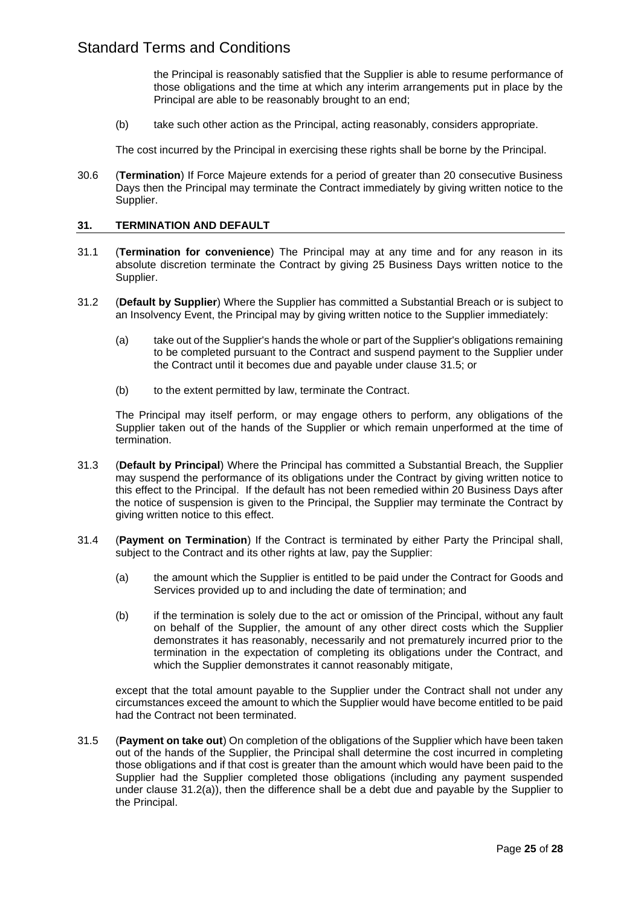the Principal is reasonably satisfied that the Supplier is able to resume performance of those obligations and the time at which any interim arrangements put in place by the Principal are able to be reasonably brought to an end;

(b) take such other action as the Principal, acting reasonably, considers appropriate.

The cost incurred by the Principal in exercising these rights shall be borne by the Principal.

30.6 (**Termination**) If Force Majeure extends for a period of greater than 20 consecutive Business Days then the Principal may terminate the Contract immediately by giving written notice to the Supplier.

## 31. TERMINATION AND DEFAULT

31.1 (**Termination for convenience**) The Principal may at any time and for any reason in its absolute discretion terminate the Contract by giving 25 Business Days written notice to the Supplier.

31.2 (**Default by Supplier**) Where the Supplier has committed a Substantial Breach or is subject to an Insolvency Event, the Principal may by giving written notice to the Supplier immediately:

(a) take out of the Supplier's hands the whole or part of the Supplier's obligations remaining to be completed pursuant to the Contract and suspend payment to the Supplier under the Contract until it becomes due and payable under clause 31.5; or

(b) to the extent permitted by law, terminate the Contract.

The Principal may itself perform, or may engage others to perform, any obligations of the Supplier taken out of the hands of the Supplier or which remain unperformed at the time of termination.

31.3 (**Default by Principal**) Where the Principal has committed a Substantial Breach, the Supplier may suspend the performance of its obligations under the Contract by giving written notice to this effect to the Principal. If the default has not been remedied within 20 Business Days after the notice of suspension is given to the Principal, the Supplier may terminate the Contract by giving written notice to this effect.

31.4 (**Payment on Termination**) If the Contract is terminated by either Party the Principal shall, subject to the Contract and its other rights at law, pay the Supplier:

(a) the amount which the Supplier is entitled to be paid under the Contract for Goods and Services provided up to and including the date of termination; and

(b) if the termination is solely due to the act or omission of the Principal, without any fault on behalf of the Supplier, the amount of any other direct costs which the Supplier demonstrates it has reasonably, necessarily and not prematurely incurred prior to the termination in the expectation of completing its obligations under the Contract, and which the Supplier demonstrates it cannot reasonably mitigate,

except that the total amount payable to the Supplier under the Contract shall not under any circumstances exceed the amount to which the Supplier would have become entitled to be paid had the Contract not been terminated.

31.5 (**Payment on take out**) On completion of the obligations of the Supplier which have been taken out of the hands of the Supplier, the Principal shall determine the cost incurred in completing those obligations and if that cost is greater than the amount which would have been paid to the Supplier had the Supplier completed those obligations (including any payment suspended under clause 31.2(a)), then the difference shall be a debt due and payable by the Supplier to the Principal.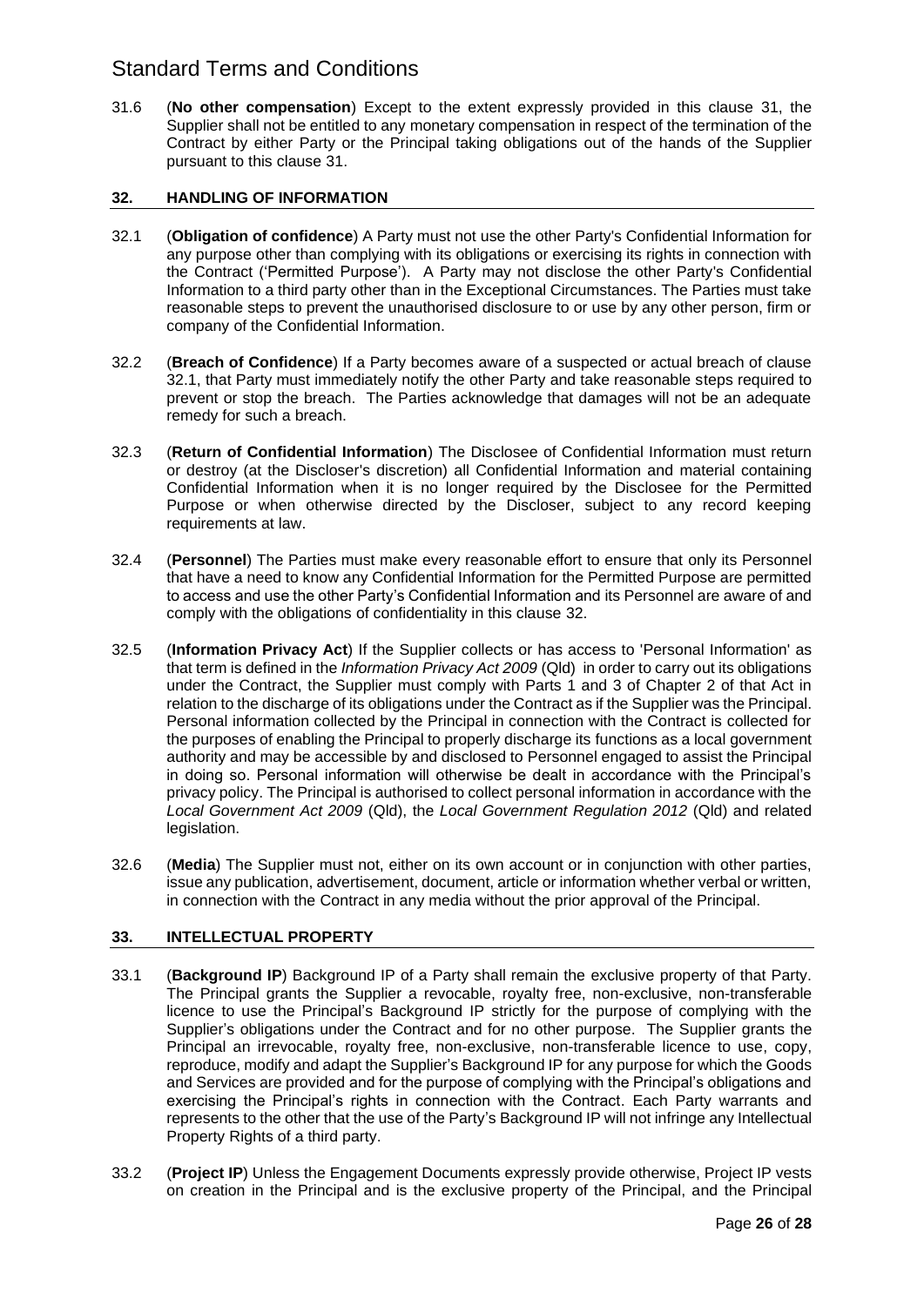31.6 (**No other compensation**) Except to the extent expressly provided in this clause 31, the Supplier shall not be entitled to any monetary compensation in respect of the termination of the Contract by either Party or the Principal taking obligations out of the hands of the Supplier pursuant to this clause 31.

## 32. HANDLING OF INFORMATION

32.1 (**Obligation of confidence**) A Party must not use the other Party's Confidential Information for any purpose other than complying with its obligations or exercising its rights in connection with the Contract ('Permitted Purpose'). A Party may not disclose the other Party's Confidential Information to a third party other than in the Exceptional Circumstances. The Parties must take reasonable steps to prevent the unauthorised disclosure to or use by any other person, firm or company of the Confidential Information.

32.2 (**Breach of Confidence**) If a Party becomes aware of a suspected or actual breach of clause 32.1, that Party must immediately notify the other Party and take reasonable steps required to prevent or stop the breach. The Parties acknowledge that damages will not be an adequate remedy for such a breach.

32.3 (**Return of Confidential Information**) The Disclosee of Confidential Information must return or destroy (at the Discloser's discretion) all Confidential Information and material containing Confidential Information when it is no longer required by the Disclosee for the Permitted Purpose or when otherwise directed by the Discloser, subject to any record keeping requirements at law.

32.4 (**Personnel**) The Parties must make every reasonable effort to ensure that only its Personnel that have a need to know any Confidential Information for the Permitted Purpose are permitted to access and use the other Party's Confidential Information and its Personnel are aware of and comply with the obligations of confidentiality in this clause 32.

32.5 (**Information Privacy Act**) If the Supplier collects or has access to 'Personal Information' as that term is defined in the *Information Privacy Act 2009* (Qld) in order to carry out its obligations under the Contract, the Supplier must comply with Parts 1 and 3 of Chapter 2 of that Act in relation to the discharge of its obligations under the Contract as if the Supplier was the Principal. Personal information collected by the Principal in connection with the Contract is collected for the purposes of enabling the Principal to properly discharge its functions as a local government authority and may be accessible by and disclosed to Personnel engaged to assist the Principal in doing so. Personal information will otherwise be dealt in accordance with the Principal's privacy policy. The Principal is authorised to collect personal information in accordance with the *Local Government Act 2009* (Qld), the *Local Government Regulation 2012* (Qld) and related legislation.

32.6 (**Media**) The Supplier must not, either on its own account or in conjunction with other parties, issue any publication, advertisement, document, article or information whether verbal or written, in connection with the Contract in any media without the prior approval of the Principal.

## 33. INTELLECTUAL PROPERTY

33.1 (**Background IP**) Background IP of a Party shall remain the exclusive property of that Party. The Principal grants the Supplier a revocable, royalty free, non-exclusive, non-transferable licence to use the Principal's Background IP strictly for the purpose of complying with the Supplier's obligations under the Contract and for no other purpose. The Supplier grants the Principal an irrevocable, royalty free, non-exclusive, non-transferable licence to use, copy, reproduce, modify and adapt the Supplier's Background IP for any purpose for which the Goods and Services are provided and for the purpose of complying with the Principal's obligations and exercising the Principal's rights in connection with the Contract. Each Party warrants and represents to the other that the use of the Party's Background IP will not infringe any Intellectual Property Rights of a third party.

33.2 (**Project IP**) Unless the Engagement Documents expressly provide otherwise, Project IP vests on creation in the Principal and is the exclusive property of the Principal, and the Principal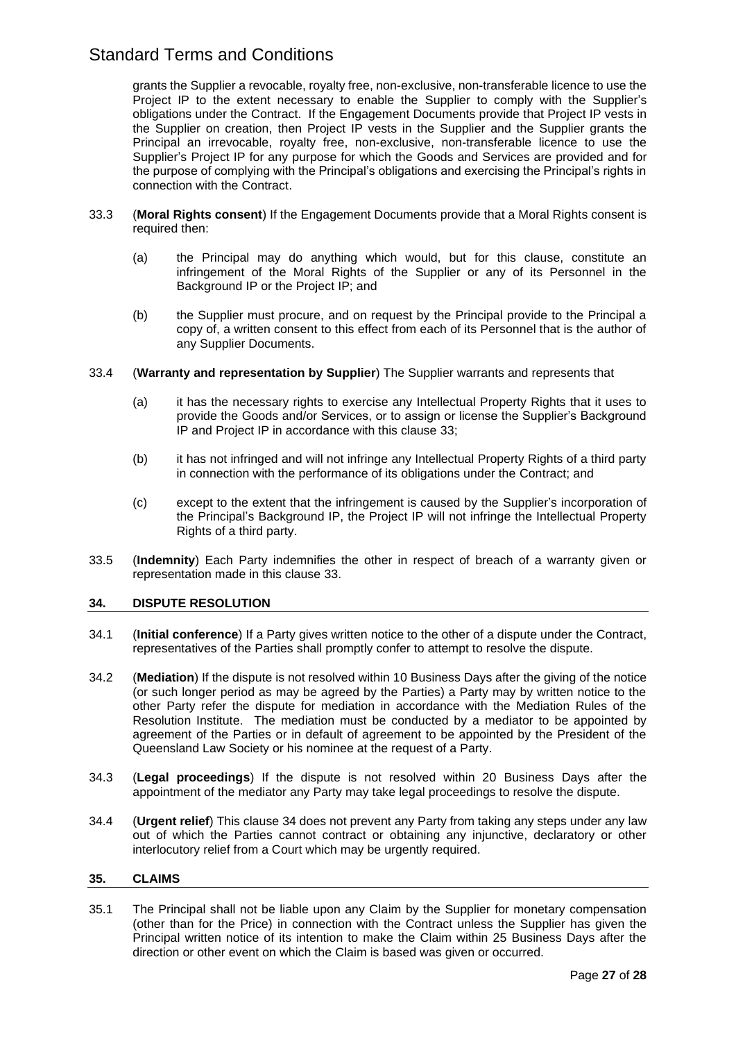grants the Supplier a revocable, royalty free, non-exclusive, non-transferable licence to use the Project IP to the extent necessary to enable the Supplier to comply with the Supplier's obligations under the Contract. If the Engagement Documents provide that Project IP vests in the Supplier on creation, then Project IP vests in the Supplier and the Supplier grants the Principal an irrevocable, royalty free, non-exclusive, non-transferable licence to use the Supplier's Project IP for any purpose for which the Goods and Services are provided and for the purpose of complying with the Principal's obligations and exercising the Principal's rights in connection with the Contract.

33.3 (**Moral Rights consent**) If the Engagement Documents provide that a Moral Rights consent is required then:

(a) the Principal may do anything which would, but for this clause, constitute an infringement of the Moral Rights of the Supplier or any of its Personnel in the Background IP or the Project IP; and

(b) the Supplier must procure, and on request by the Principal provide to the Principal a copy of, a written consent to this effect from each of its Personnel that is the author of any Supplier Documents.

33.4 (**Warranty and representation by Supplier**) The Supplier warrants and represents that

(a) it has the necessary rights to exercise any Intellectual Property Rights that it uses to provide the Goods and/or Services, or to assign or license the Supplier's Background IP and Project IP in accordance with this clause 33;

(b) it has not infringed and will not infringe any Intellectual Property Rights of a third party in connection with the performance of its obligations under the Contract; and

(c) except to the extent that the infringement is caused by the Supplier's incorporation of the Principal's Background IP, the Project IP will not infringe the Intellectual Property Rights of a third party.

33.5 (**Indemnity**) Each Party indemnifies the other in respect of breach of a warranty given or representation made in this clause 33.

## 34. DISPUTE RESOLUTION

34.1 (**Initial conference**) If a Party gives written notice to the other of a dispute under the Contract, representatives of the Parties shall promptly confer to attempt to resolve the dispute.

34.2 (**Mediation**) If the dispute is not resolved within 10 Business Days after the giving of the notice (or such longer period as may be agreed by the Parties) a Party may by written notice to the other Party refer the dispute for mediation in accordance with the Mediation Rules of the Resolution Institute. The mediation must be conducted by a mediator to be appointed by agreement of the Parties or in default of agreement to be appointed by the President of the Queensland Law Society or his nominee at the request of a Party.

34.3 (**Legal proceedings**) If the dispute is not resolved within 20 Business Days after the appointment of the mediator any Party may take legal proceedings to resolve the dispute.

34.4 (**Urgent relief**) This clause 34 does not prevent any Party from taking any steps under any law out of which the Parties cannot contract or obtaining any injunctive, declaratory or other interlocutory relief from a Court which may be urgently required.

## 35. CLAIMS

35.1 The Principal shall not be liable upon any Claim by the Supplier for monetary compensation (other than for the Price) in connection with the Contract unless the Supplier has given the Principal written notice of its intention to make the Claim within 25 Business Days after the direction or other event on which the Claim is based was given or occurred.